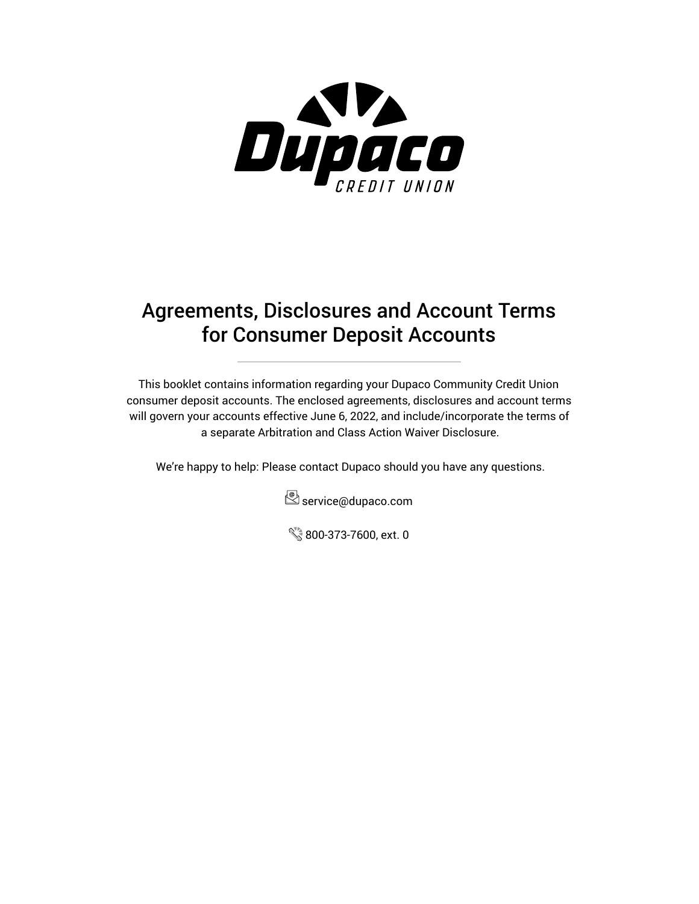Dupaco

CREDIT UNION

# Agreements, Disclosures and Account Terms for Consumer Deposit Accounts

---

This booklet contains information regarding your Dupaco Community Credit Union consumer deposit accounts. The enclosed agreements, disclosures and account terms will govern your accounts effective June 6, 2022, and include/incorporate the terms of a separate Arbitration and Class Action Waiver Disclosure.

We're happy to help: Please contact Dupaco should you have any questions.

service@dupaco.com

800-373-7600, ext. 0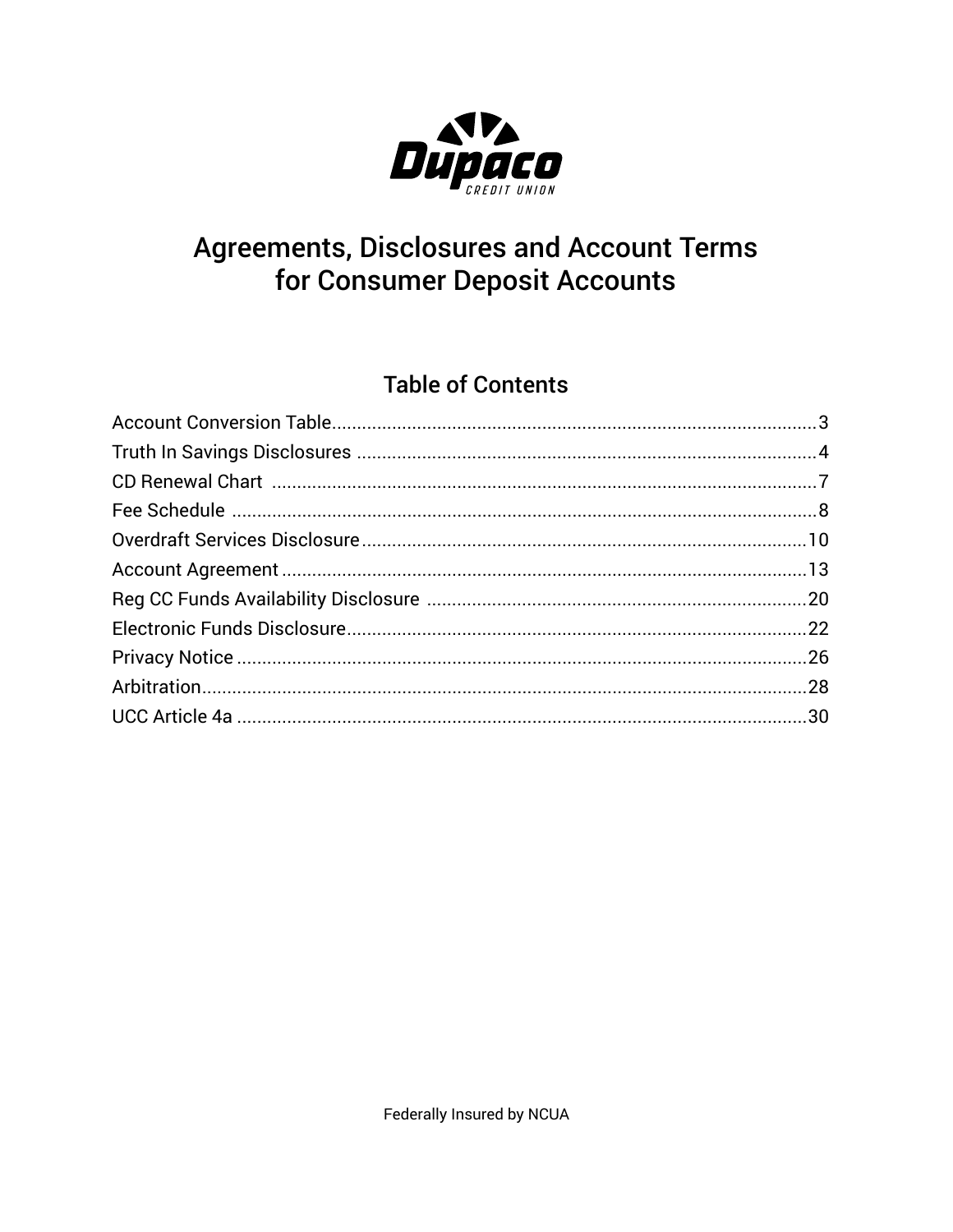Dupaco
CREDIT UNION

# Agreements, Disclosures and Account Terms for Consumer Deposit Accounts

## Table of Contents

| Section | Page |
|---|---|
| Account Conversion Table | 3 |
| Truth In Savings Disclosures | 4 |
| CD Renewal Chart | 7 |
| Fee Schedule | 8 |
| Overdraft Services Disclosure | 10 |
| Account Agreement | 13 |
| Reg CC Funds Availability Disclosure | 20 |
| Electronic Funds Disclosure | 22 |
| Privacy Notice | 26 |
| Arbitration | 28 |
| UCC Article 4a | 30 |

Federally Insured by NCUA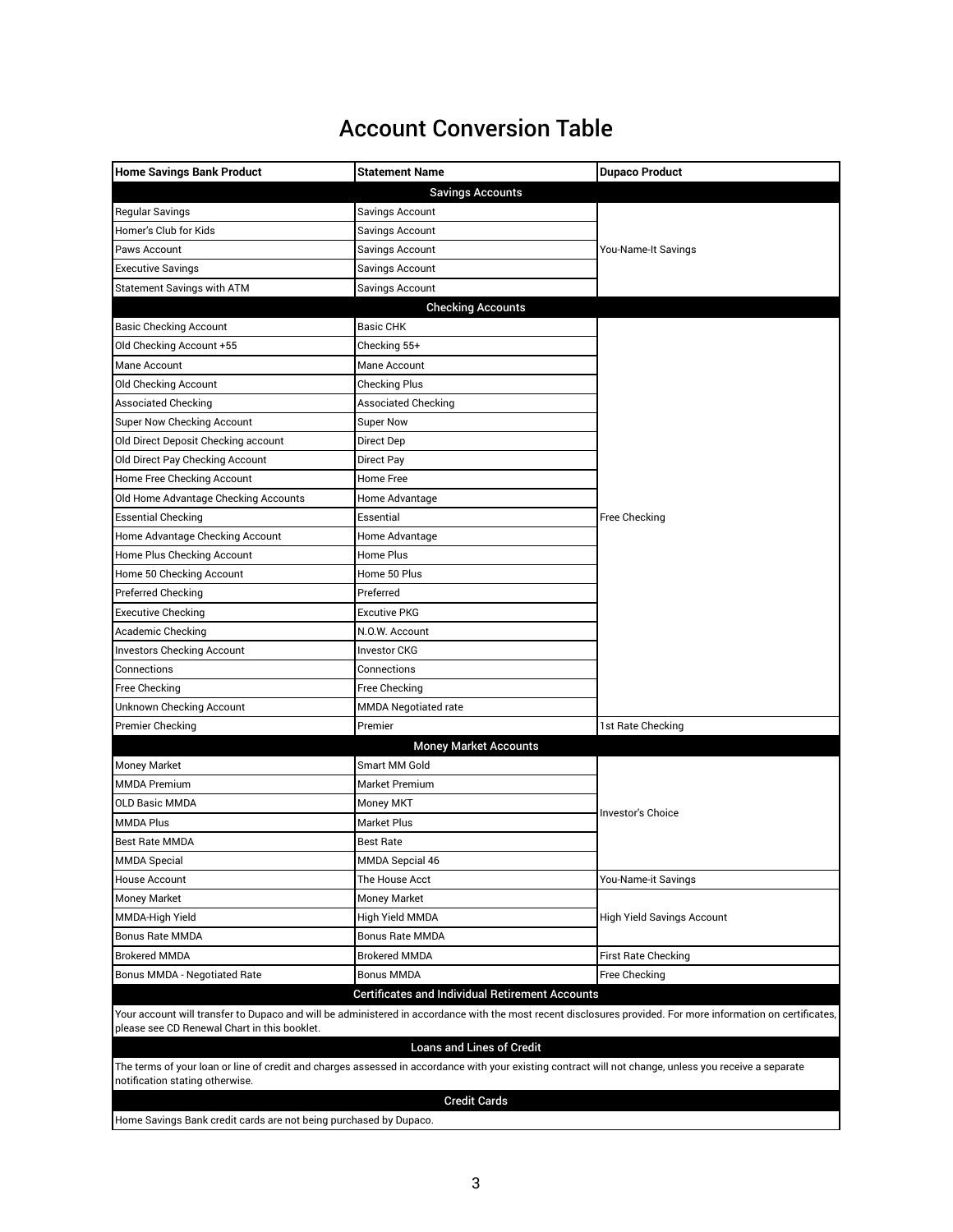# Account Conversion Table

| Home Savings Bank Product | Statement Name | Dupaco Product |
|---|---|---|
| **Savings Accounts** | | |
| Regular Savings | Savings Account | You-Name-It Savings |
| Homer's Club for Kids | Savings Account | You-Name-It Savings |
| Paws Account | Savings Account | You-Name-It Savings |
| Executive Savings | Savings Account | You-Name-It Savings |
| Statement Savings with ATM | Savings Account | You-Name-It Savings |
| **Checking Accounts** | | |
| Basic Checking Account | Basic CHK | Free Checking |
| Old Checking Account +55 | Checking 55+ | Free Checking |
| Mane Account | Mane Account | Free Checking |
| Old Checking Account | Checking Plus | Free Checking |
| Associated Checking | Associated Checking | Free Checking |
| Super Now Checking Account | Super Now | Free Checking |
| Old Direct Deposit Checking account | Direct Dep | Free Checking |
| Old Direct Pay Checking Account | Direct Pay | Free Checking |
| Home Free Checking Account | Home Free | Free Checking |
| Old Home Advantage Checking Accounts | Home Advantage | Free Checking |
| Essential Checking | Essential | Free Checking |
| Home Advantage Checking Account | Home Advantage | Free Checking |
| Home Plus Checking Account | Home Plus | Free Checking |
| Home 50 Checking Account | Home 50 Plus | Free Checking |
| Preferred Checking | Preferred | Free Checking |
| Executive Checking | Excutive PKG | Free Checking |
| Academic Checking | N.O.W. Account | Free Checking |
| Investors Checking Account | Investor CKG | Free Checking |
| Connections | Connections | Free Checking |
| Free Checking | Free Checking | Free Checking |
| Unknown Checking Account | MMDA Negotiated rate | Free Checking |
| Premier Checking | Premier | 1st Rate Checking |
| **Money Market Accounts** | | |
| Money Market | Smart MM Gold | Investor's Choice |
| MMDA Premium | Market Premium | Investor's Choice |
| OLD Basic MMDA | Money MKT | Investor's Choice |
| MMDA Plus | Market Plus | Investor's Choice |
| Best Rate MMDA | Best Rate | Investor's Choice |
| MMDA Special | MMDA Sepcial 46 | Investor's Choice |
| House Account | The House Acct | You-Name-it Savings |
| Money Market | Money Market | High Yield Savings Account |
| MMDA-High Yield | High Yield MMDA | High Yield Savings Account |
| Bonus Rate MMDA | Bonus Rate MMDA | High Yield Savings Account |
| Brokered MMDA | Brokered MMDA | First Rate Checking |
| Bonus MMDA - Negotiated Rate | Bonus MMDA | Free Checking |

**Certificates and Individual Retirement Accounts**

Your account will transfer to Dupaco and will be administered in accordance with the most recent disclosures provided. For more information on certificates, please see CD Renewal Chart in this booklet.

**Loans and Lines of Credit**

The terms of your loan or line of credit and charges assessed in accordance with your existing contract will not change, unless you receive a separate notification stating otherwise.

**Credit Cards**

Home Savings Bank credit cards are not being purchased by Dupaco.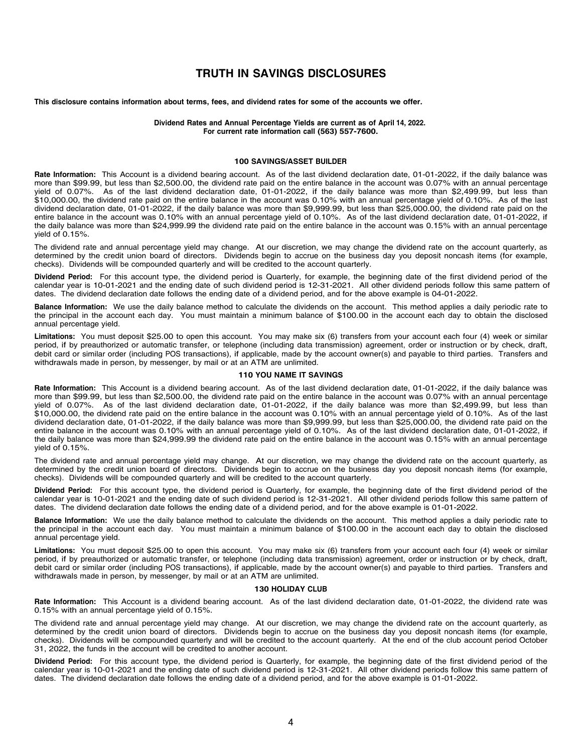# TRUTH IN SAVINGS DISCLOSURES

**This disclosure contains information about terms, fees, and dividend rates for some of the accounts we offer.**

**Dividend Rates and Annual Percentage Yields are current as of April 14, 2022.**
**For current rate information call (563) 557-7600.**

### 100 SAVINGS/ASSET BUILDER

**Rate Information:** This Account is a dividend bearing account. As of the last dividend declaration date, 01-01-2022, if the daily balance was more than $99.99, but less than $2,500.00, the dividend rate paid on the entire balance in the account was 0.07% with an annual percentage yield of 0.07%. As of the last dividend declaration date, 01-01-2022, if the daily balance was more than $2,499.99, but less than $10,000.00, the dividend rate paid on the entire balance in the account was 0.10% with an annual percentage yield of 0.10%. As of the last dividend declaration date, 01-01-2022, if the daily balance was more than $9,999.99, but less than $25,000.00, the dividend rate paid on the entire balance in the account was 0.10% with an annual percentage yield of 0.10%. As of the last dividend declaration date, 01-01-2022, if the daily balance was more than $24,999.99 the dividend rate paid on the entire balance in the account was 0.15% with an annual percentage yield of 0.15%.

The dividend rate and annual percentage yield may change. At our discretion, we may change the dividend rate on the account quarterly, as determined by the credit union board of directors. Dividends begin to accrue on the business day you deposit noncash items (for example, checks). Dividends will be compounded quarterly and will be credited to the account quarterly.

**Dividend Period:** For this account type, the dividend period is Quarterly, for example, the beginning date of the first dividend period of the calendar year is 10-01-2021 and the ending date of such dividend period is 12-31-2021. All other dividend periods follow this same pattern of dates. The dividend declaration date follows the ending date of a dividend period, and for the above example is 04-01-2022.

**Balance Information:** We use the daily balance method to calculate the dividends on the account. This method applies a daily periodic rate to the principal in the account each day. You must maintain a minimum balance of $100.00 in the account each day to obtain the disclosed annual percentage yield.

**Limitations:** You must deposit $25.00 to open this account. You may make six (6) transfers from your account each four (4) week or similar period, if by preauthorized or automatic transfer, or telephone (including data transmission) agreement, order or instruction or by check, draft, debit card or similar order (including POS transactions), if applicable, made by the account owner(s) and payable to third parties. Transfers and withdrawals made in person, by messenger, by mail or at an ATM are unlimited.

### 110 YOU NAME IT SAVINGS

**Rate Information:** This Account is a dividend bearing account. As of the last dividend declaration date, 01-01-2022, if the daily balance was more than $99.99, but less than $2,500.00, the dividend rate paid on the entire balance in the account was 0.07% with an annual percentage yield of 0.07%. As of the last dividend declaration date, 01-01-2022, if the daily balance was more than $2,499.99, but less than $10,000.00, the dividend rate paid on the entire balance in the account was 0.10% with an annual percentage yield of 0.10%. As of the last dividend declaration date, 01-01-2022, if the daily balance was more than $9,999.99, but less than $25,000.00, the dividend rate paid on the entire balance in the account was 0.10% with an annual percentage yield of 0.10%. As of the last dividend declaration date, 01-01-2022, if the daily balance was more than $24,999.99 the dividend rate paid on the entire balance in the account was 0.15% with an annual percentage yield of 0.15%.

The dividend rate and annual percentage yield may change. At our discretion, we may change the dividend rate on the account quarterly, as determined by the credit union board of directors. Dividends begin to accrue on the business day you deposit noncash items (for example, checks). Dividends will be compounded quarterly and will be credited to the account quarterly.

**Dividend Period:** For this account type, the dividend period is Quarterly, for example, the beginning date of the first dividend period of the calendar year is 10-01-2021 and the ending date of such dividend period is 12-31-2021. All other dividend periods follow this same pattern of dates. The dividend declaration date follows the ending date of a dividend period, and for the above example is 01-01-2022.

**Balance Information:** We use the daily balance method to calculate the dividends on the account. This method applies a daily periodic rate to the principal in the account each day. You must maintain a minimum balance of $100.00 in the account each day to obtain the disclosed annual percentage yield.

**Limitations:** You must deposit $25.00 to open this account. You may make six (6) transfers from your account each four (4) week or similar period, if by preauthorized or automatic transfer, or telephone (including data transmission) agreement, order or instruction or by check, draft, debit card or similar order (including POS transactions), if applicable, made by the account owner(s) and payable to third parties. Transfers and withdrawals made in person, by messenger, by mail or at an ATM are unlimited.

### 130 HOLIDAY CLUB

**Rate Information:** This Account is a dividend bearing account. As of the last dividend declaration date, 01-01-2022, the dividend rate was 0.15% with an annual percentage yield of 0.15%.

The dividend rate and annual percentage yield may change. At our discretion, we may change the dividend rate on the account quarterly, as determined by the credit union board of directors. Dividends begin to accrue on the business day you deposit noncash items (for example, checks). Dividends will be compounded quarterly and will be credited to the account quarterly. At the end of the club account period October 31, 2022, the funds in the account will be credited to another account.

**Dividend Period:** For this account type, the dividend period is Quarterly, for example, the beginning date of the first dividend period of the calendar year is 10-01-2021 and the ending date of such dividend period is 12-31-2021. All other dividend periods follow this same pattern of dates. The dividend declaration date follows the ending date of a dividend period, and for the above example is 01-01-2022.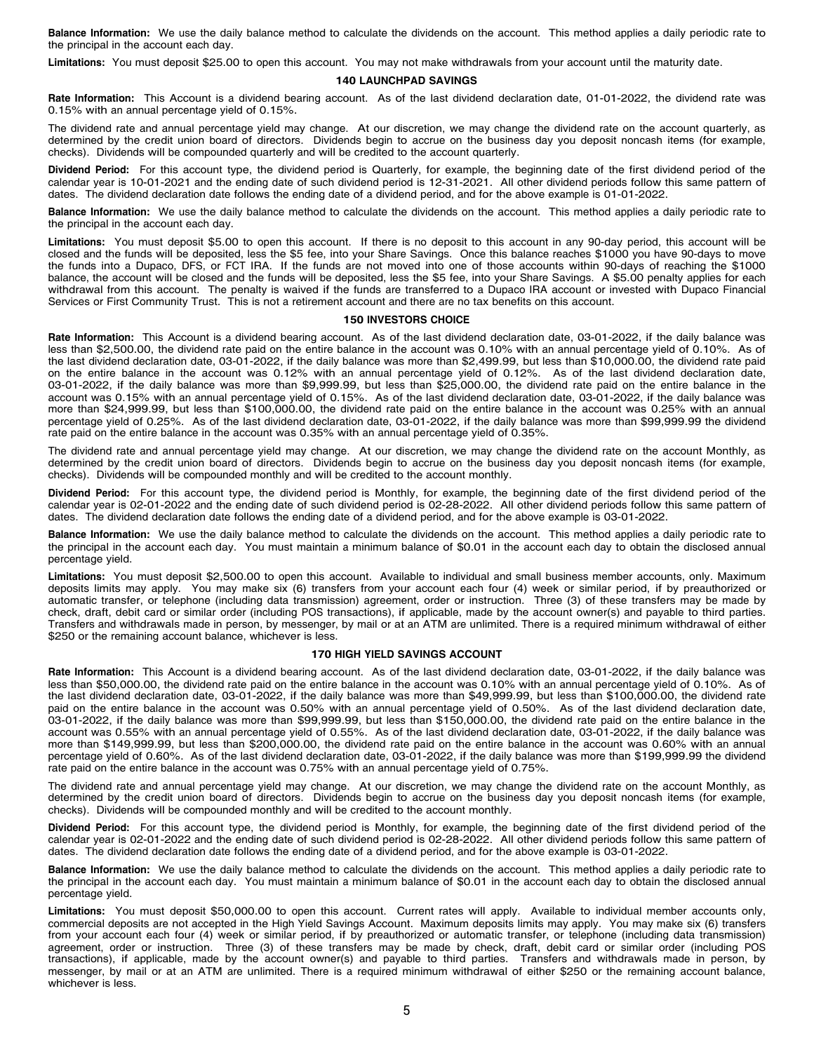**Balance Information:** We use the daily balance method to calculate the dividends on the account. This method applies a daily periodic rate to the principal in the account each day.

**Limitations:** You must deposit $25.00 to open this account. You may not make withdrawals from your account until the maturity date.

### 140 LAUNCHPAD SAVINGS

**Rate Information:** This Account is a dividend bearing account. As of the last dividend declaration date, 01-01-2022, the dividend rate was 0.15% with an annual percentage yield of 0.15%.

The dividend rate and annual percentage yield may change. At our discretion, we may change the dividend rate on the account quarterly, as determined by the credit union board of directors. Dividends begin to accrue on the business day you deposit noncash items (for example, checks). Dividends will be compounded quarterly and will be credited to the account quarterly.

**Dividend Period:** For this account type, the dividend period is Quarterly, for example, the beginning date of the first dividend period of the calendar year is 10-01-2021 and the ending date of such dividend period is 12-31-2021. All other dividend periods follow this same pattern of dates. The dividend declaration date follows the ending date of a dividend period, and for the above example is 01-01-2022.

**Balance Information:** We use the daily balance method to calculate the dividends on the account. This method applies a daily periodic rate to the principal in the account each day.

**Limitations:** You must deposit $5.00 to open this account. If there is no deposit to this account in any 90-day period, this account will be closed and the funds will be deposited, less the $5 fee, into your Share Savings. Once this balance reaches $1000 you have 90-days to move the funds into a Dupaco, DFS, or FCT IRA. If the funds are not moved into one of those accounts within 90-days of reaching the $1000 balance, the account will be closed and the funds will be deposited, less the $5 fee, into your Share Savings. A $5.00 penalty applies for each withdrawal from this account. The penalty is waived if the funds are transferred to a Dupaco IRA account or invested with Dupaco Financial Services or First Community Trust. This is not a retirement account and there are no tax benefits on this account.

### 150 INVESTORS CHOICE

**Rate Information:** This Account is a dividend bearing account. As of the last dividend declaration date, 03-01-2022, if the daily balance was less than $2,500.00, the dividend rate paid on the entire balance in the account was 0.10% with an annual percentage yield of 0.10%. As of the last dividend declaration date, 03-01-2022, if the daily balance was more than $2,499.99, but less than $10,000.00, the dividend rate paid on the entire balance in the account was 0.12% with an annual percentage yield of 0.12%. As of the last dividend declaration date, 03-01-2022, if the daily balance was more than $9,999.99, but less than $25,000.00, the dividend rate paid on the entire balance in the account was 0.15% with an annual percentage yield of 0.15%. As of the last dividend declaration date, 03-01-2022, if the daily balance was more than $24,999.99, but less than $100,000.00, the dividend rate paid on the entire balance in the account was 0.25% with an annual percentage yield of 0.25%. As of the last dividend declaration date, 03-01-2022, if the daily balance was more than $99,999.99 the dividend rate paid on the entire balance in the account was 0.35% with an annual percentage yield of 0.35%.

The dividend rate and annual percentage yield may change. At our discretion, we may change the dividend rate on the account Monthly, as determined by the credit union board of directors. Dividends begin to accrue on the business day you deposit noncash items (for example, checks). Dividends will be compounded monthly and will be credited to the account monthly.

**Dividend Period:** For this account type, the dividend period is Monthly, for example, the beginning date of the first dividend period of the calendar year is 02-01-2022 and the ending date of such dividend period is 02-28-2022. All other dividend periods follow this same pattern of dates. The dividend declaration date follows the ending date of a dividend period, and for the above example is 03-01-2022.

**Balance Information:** We use the daily balance method to calculate the dividends on the account. This method applies a daily periodic rate to the principal in the account each day. You must maintain a minimum balance of $0.01 in the account each day to obtain the disclosed annual percentage yield.

**Limitations:** You must deposit $2,500.00 to open this account. Available to individual and small business member accounts, only. Maximum deposits limits may apply. You may make six (6) transfers from your account each four (4) week or similar period, if by preauthorized or automatic transfer, or telephone (including data transmission) agreement, order or instruction. Three (3) of these transfers may be made by check, draft, debit card or similar order (including POS transactions), if applicable, made by the account owner(s) and payable to third parties. Transfers and withdrawals made in person, by messenger, by mail or at an ATM are unlimited. There is a required minimum withdrawal of either $250 or the remaining account balance, whichever is less.

### 170 HIGH YIELD SAVINGS ACCOUNT

**Rate Information:** This Account is a dividend bearing account. As of the last dividend declaration date, 03-01-2022, if the daily balance was less than $50,000.00, the dividend rate paid on the entire balance in the account was 0.10% with an annual percentage yield of 0.10%. As of the last dividend declaration date, 03-01-2022, if the daily balance was more than $49,999.99, but less than $100,000.00, the dividend rate paid on the entire balance in the account was 0.50% with an annual percentage yield of 0.50%. As of the last dividend declaration date, 03-01-2022, if the daily balance was more than $99,999.99, but less than $150,000.00, the dividend rate paid on the entire balance in the account was 0.55% with an annual percentage yield of 0.55%. As of the last dividend declaration date, 03-01-2022, if the daily balance was more than $149,999.99, but less than $200,000.00, the dividend rate paid on the entire balance in the account was 0.60% with an annual percentage yield of 0.60%. As of the last dividend declaration date, 03-01-2022, if the daily balance was more than $199,999.99 the dividend rate paid on the entire balance in the account was 0.75% with an annual percentage yield of 0.75%.

The dividend rate and annual percentage yield may change. At our discretion, we may change the dividend rate on the account Monthly, as determined by the credit union board of directors. Dividends begin to accrue on the business day you deposit noncash items (for example, checks). Dividends will be compounded monthly and will be credited to the account monthly.

**Dividend Period:** For this account type, the dividend period is Monthly, for example, the beginning date of the first dividend period of the calendar year is 02-01-2022 and the ending date of such dividend period is 02-28-2022. All other dividend periods follow this same pattern of dates. The dividend declaration date follows the ending date of a dividend period, and for the above example is 03-01-2022.

**Balance Information:** We use the daily balance method to calculate the dividends on the account. This method applies a daily periodic rate to the principal in the account each day. You must maintain a minimum balance of $0.01 in the account each day to obtain the disclosed annual percentage yield.

**Limitations:** You must deposit $50,000.00 to open this account. Current rates will apply. Available to individual member accounts only, commercial deposits are not accepted in the High Yield Savings Account. Maximum deposits limits may apply. You may make six (6) transfers from your account each four (4) week or similar period, if by preauthorized or automatic transfer, or telephone (including data transmission) agreement, order or instruction. Three (3) of these transfers may be made by check, draft, debit card or similar order (including POS transactions), if applicable, made by the account owner(s) and payable to third parties. Transfers and withdrawals made in person, by messenger, by mail or at an ATM are unlimited. There is a required minimum withdrawal of either $250 or the remaining account balance, whichever is less.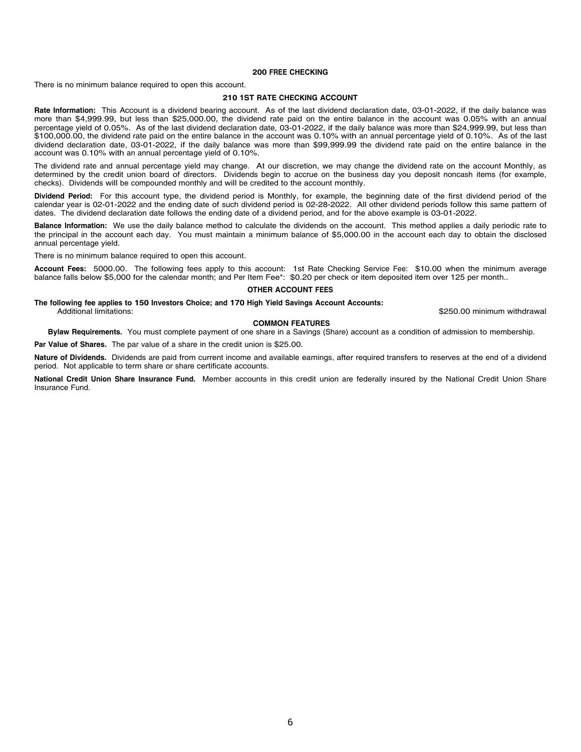## 200 FREE CHECKING

There is no minimum balance required to open this account.

## 210 1ST RATE CHECKING ACCOUNT

**Rate Information:** This Account is a dividend bearing account. As of the last dividend declaration date, 03-01-2022, if the daily balance was more than $4,999.99, but less than $25,000.00, the dividend rate paid on the entire balance in the account was 0.05% with an annual percentage yield of 0.05%. As of the last dividend declaration date, 03-01-2022, if the daily balance was more than $24,999.99, but less than $100,000.00, the dividend rate paid on the entire balance in the account was 0.10% with an annual percentage yield of 0.10%. As of the last dividend declaration date, 03-01-2022, if the daily balance was more than $99,999.99 the dividend rate paid on the entire balance in the account was 0.10% with an annual percentage yield of 0.10%.

The dividend rate and annual percentage yield may change. At our discretion, we may change the dividend rate on the account Monthly, as determined by the credit union board of directors. Dividends begin to accrue on the business day you deposit noncash items (for example, checks). Dividends will be compounded monthly and will be credited to the account monthly.

**Dividend Period:** For this account type, the dividend period is Monthly, for example, the beginning date of the first dividend period of the calendar year is 02-01-2022 and the ending date of such dividend period is 02-28-2022. All other dividend periods follow this same pattern of dates. The dividend declaration date follows the ending date of a dividend period, and for the above example is 03-01-2022.

**Balance Information:** We use the daily balance method to calculate the dividends on the account. This method applies a daily periodic rate to the principal in the account each day. You must maintain a minimum balance of $5,000.00 in the account each day to obtain the disclosed annual percentage yield.

There is no minimum balance required to open this account.

**Account Fees:** 5000.00. The following fees apply to this account: 1st Rate Checking Service Fee: $10.00 when the minimum average balance falls below $5,000 for the calendar month; and Per Item Fee*: $0.20 per check or item deposited item over 125 per month..

## OTHER ACCOUNT FEES

**The following fee applies to 150 Investors Choice; and 170 High Yield Savings Account Accounts:**

| | |
|---|---|
| Additional limitations: | $250.00 minimum withdrawal |

## COMMON FEATURES

**Bylaw Requirements.** You must complete payment of one share in a Savings (Share) account as a condition of admission to membership.

**Par Value of Shares.** The par value of a share in the credit union is $25.00.

**Nature of Dividends.** Dividends are paid from current income and available earnings, after required transfers to reserves at the end of a dividend period. Not applicable to term share or share certificate accounts.

**National Credit Union Share Insurance Fund.** Member accounts in this credit union are federally insured by the National Credit Union Share Insurance Fund.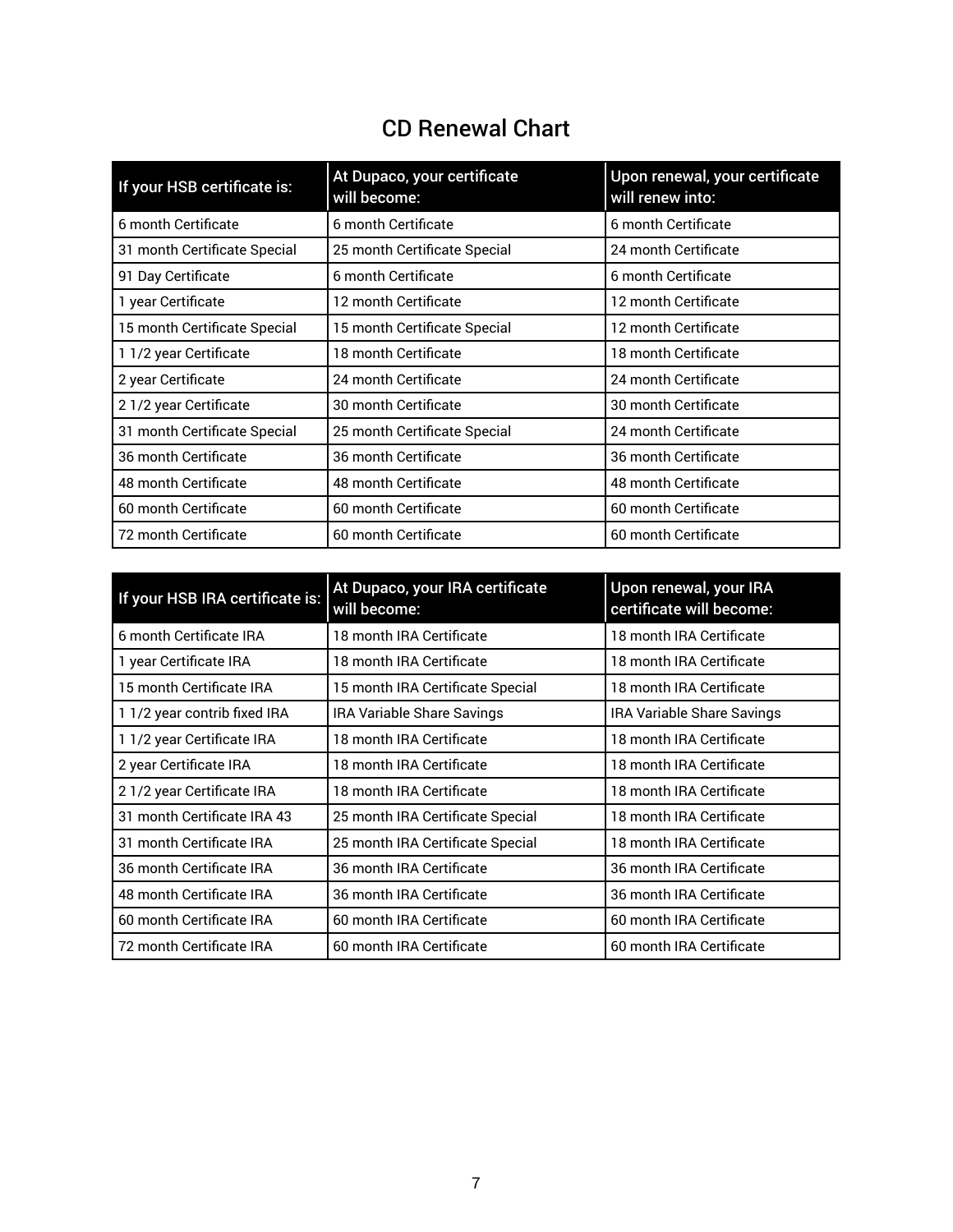# CD Renewal Chart

| If your HSB certificate is: | At Dupaco, your certificate will become: | Upon renewal, your certificate will renew into: |
|---|---|---|
| 6 month Certificate | 6 month Certificate | 6 month Certificate |
| 31 month Certificate Special | 25 month Certificate Special | 24 month Certificate |
| 91 Day Certificate | 6 month Certificate | 6 month Certificate |
| 1 year Certificate | 12 month Certificate | 12 month Certificate |
| 15 month Certificate Special | 15 month Certificate Special | 12 month Certificate |
| 1 1/2 year Certificate | 18 month Certificate | 18 month Certificate |
| 2 year Certificate | 24 month Certificate | 24 month Certificate |
| 2 1/2 year Certificate | 30 month Certificate | 30 month Certificate |
| 31 month Certificate Special | 25 month Certificate Special | 24 month Certificate |
| 36 month Certificate | 36 month Certificate | 36 month Certificate |
| 48 month Certificate | 48 month Certificate | 48 month Certificate |
| 60 month Certificate | 60 month Certificate | 60 month Certificate |
| 72 month Certificate | 60 month Certificate | 60 month Certificate |

| If your HSB IRA certificate is: | At Dupaco, your IRA certificate will become: | Upon renewal, your IRA certificate will become: |
|---|---|---|
| 6 month Certificate IRA | 18 month IRA Certificate | 18 month IRA Certificate |
| 1 year Certificate IRA | 18 month IRA Certificate | 18 month IRA Certificate |
| 15 month Certificate IRA | 15 month IRA Certificate Special | 18 month IRA Certificate |
| 1 1/2 year contrib fixed IRA | IRA Variable Share Savings | IRA Variable Share Savings |
| 1 1/2 year Certificate IRA | 18 month IRA Certificate | 18 month IRA Certificate |
| 2 year Certificate IRA | 18 month IRA Certificate | 18 month IRA Certificate |
| 2 1/2 year Certificate IRA | 18 month IRA Certificate | 18 month IRA Certificate |
| 31 month Certificate IRA 43 | 25 month IRA Certificate Special | 18 month IRA Certificate |
| 31 month Certificate IRA | 25 month IRA Certificate Special | 18 month IRA Certificate |
| 36 month Certificate IRA | 36 month IRA Certificate | 36 month IRA Certificate |
| 48 month Certificate IRA | 36 month IRA Certificate | 36 month IRA Certificate |
| 60 month Certificate IRA | 60 month IRA Certificate | 60 month IRA Certificate |
| 72 month Certificate IRA | 60 month IRA Certificate | 60 month IRA Certificate |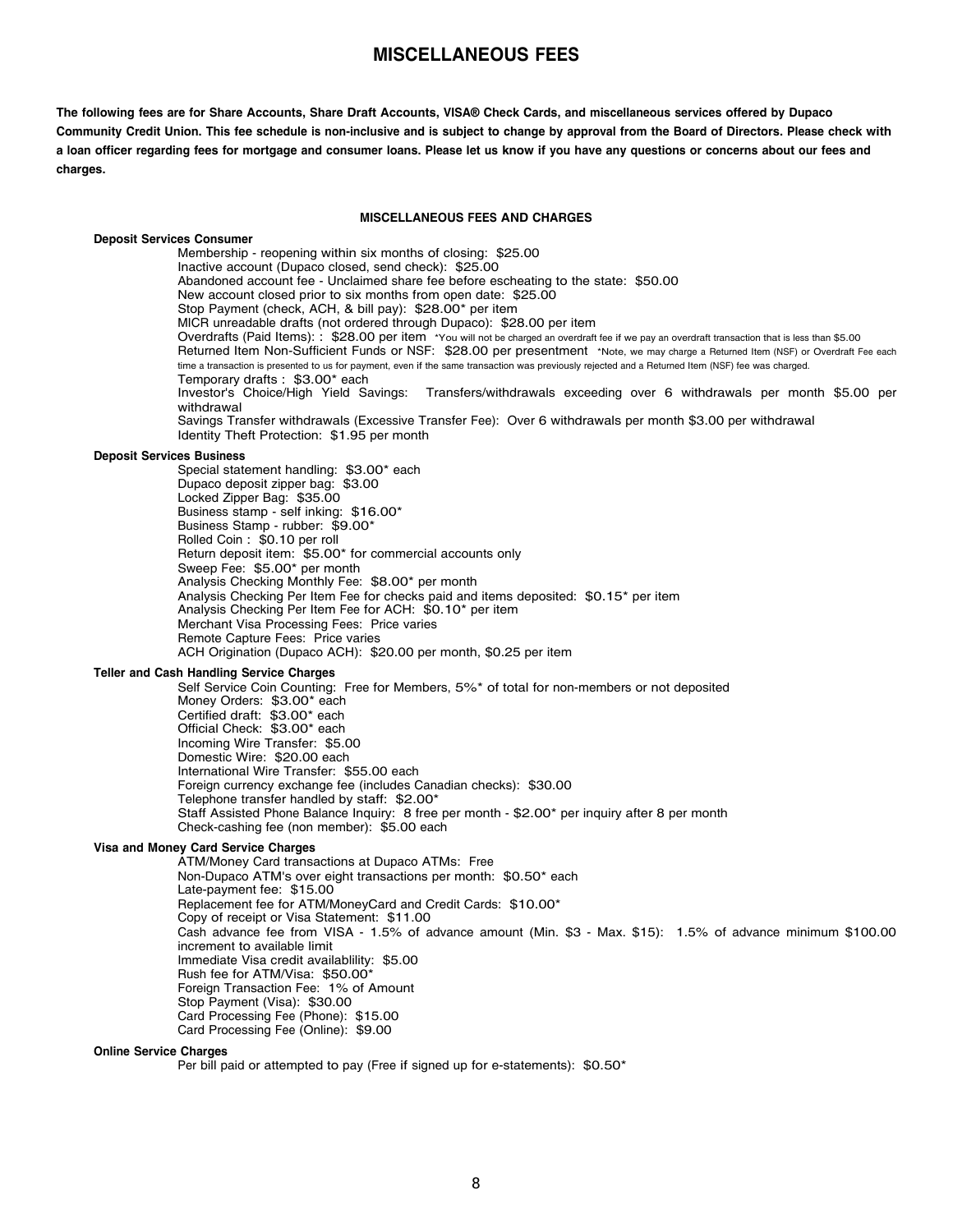# MISCELLANEOUS FEES

**The following fees are for Share Accounts, Share Draft Accounts, VISA® Check Cards, and miscellaneous services offered by Dupaco Community Credit Union. This fee schedule is non-inclusive and is subject to change by approval from the Board of Directors. Please check with a loan officer regarding fees for mortgage and consumer loans. Please let us know if you have any questions or concerns about our fees and charges.**

## MISCELLANEOUS FEES AND CHARGES

### Deposit Services Consumer

Membership - reopening within six months of closing: $25.00
Inactive account (Dupaco closed, send check): $25.00
Abandoned account fee - Unclaimed share fee before escheating to the state: $50.00
New account closed prior to six months from open date: $25.00
Stop Payment (check, ACH, & bill pay): $28.00* per item
MICR unreadable drafts (not ordered through Dupaco): $28.00 per item
Overdrafts (Paid Items): : $28.00 per item *You will not be charged an overdraft fee if we pay an overdraft transaction that is less than $5.00
Returned Item Non-Sufficient Funds or NSF: $28.00 per presentment *Note, we may charge a Returned Item (NSF) or Overdraft Fee each time a transaction is presented to us for payment, even if the same transaction was previously rejected and a Returned Item (NSF) fee was charged.
Temporary drafts : $3.00* each
Investor's Choice/High Yield Savings: Transfers/withdrawals exceeding over 6 withdrawals per month $5.00 per withdrawal
Savings Transfer withdrawals (Excessive Transfer Fee): Over 6 withdrawals per month $3.00 per withdrawal
Identity Theft Protection: $1.95 per month

### Deposit Services Business

Special statement handling: $3.00* each
Dupaco deposit zipper bag: $3.00
Locked Zipper Bag: $35.00
Business stamp - self inking: $16.00*
Business Stamp - rubber: $9.00*
Rolled Coin : $0.10 per roll
Return deposit item: $5.00* for commercial accounts only
Sweep Fee: $5.00* per month
Analysis Checking Monthly Fee: $8.00* per month
Analysis Checking Per Item Fee for checks paid and items deposited: $0.15* per item
Analysis Checking Per Item Fee for ACH: $0.10* per item
Merchant Visa Processing Fees: Price varies
Remote Capture Fees: Price varies
ACH Origination (Dupaco ACH): $20.00 per month, $0.25 per item

### Teller and Cash Handling Service Charges

Self Service Coin Counting: Free for Members, 5%* of total for non-members or not deposited
Money Orders: $3.00* each
Certified draft: $3.00* each
Official Check: $3.00* each
Incoming Wire Transfer: $5.00
Domestic Wire: $20.00 each
International Wire Transfer: $55.00 each
Foreign currency exchange fee (includes Canadian checks): $30.00
Telephone transfer handled by staff: $2.00*
Staff Assisted Phone Balance Inquiry: 8 free per month - $2.00* per inquiry after 8 per month
Check-cashing fee (non member): $5.00 each

### Visa and Money Card Service Charges

ATM/Money Card transactions at Dupaco ATMs: Free
Non-Dupaco ATM's over eight transactions per month: $0.50* each
Late-payment fee: $15.00
Replacement fee for ATM/MoneyCard and Credit Cards: $10.00*
Copy of receipt or Visa Statement: $11.00
Cash advance fee from VISA - 1.5% of advance amount (Min. $3 - Max. $15): 1.5% of advance minimum $100.00 increment to available limit
Immediate Visa credit availablility: $5.00
Rush fee for ATM/Visa: $50.00*
Foreign Transaction Fee: 1% of Amount
Stop Payment (Visa): $30.00
Card Processing Fee (Phone): $15.00
Card Processing Fee (Online): $9.00

### Online Service Charges

Per bill paid or attempted to pay (Free if signed up for e-statements): $0.50*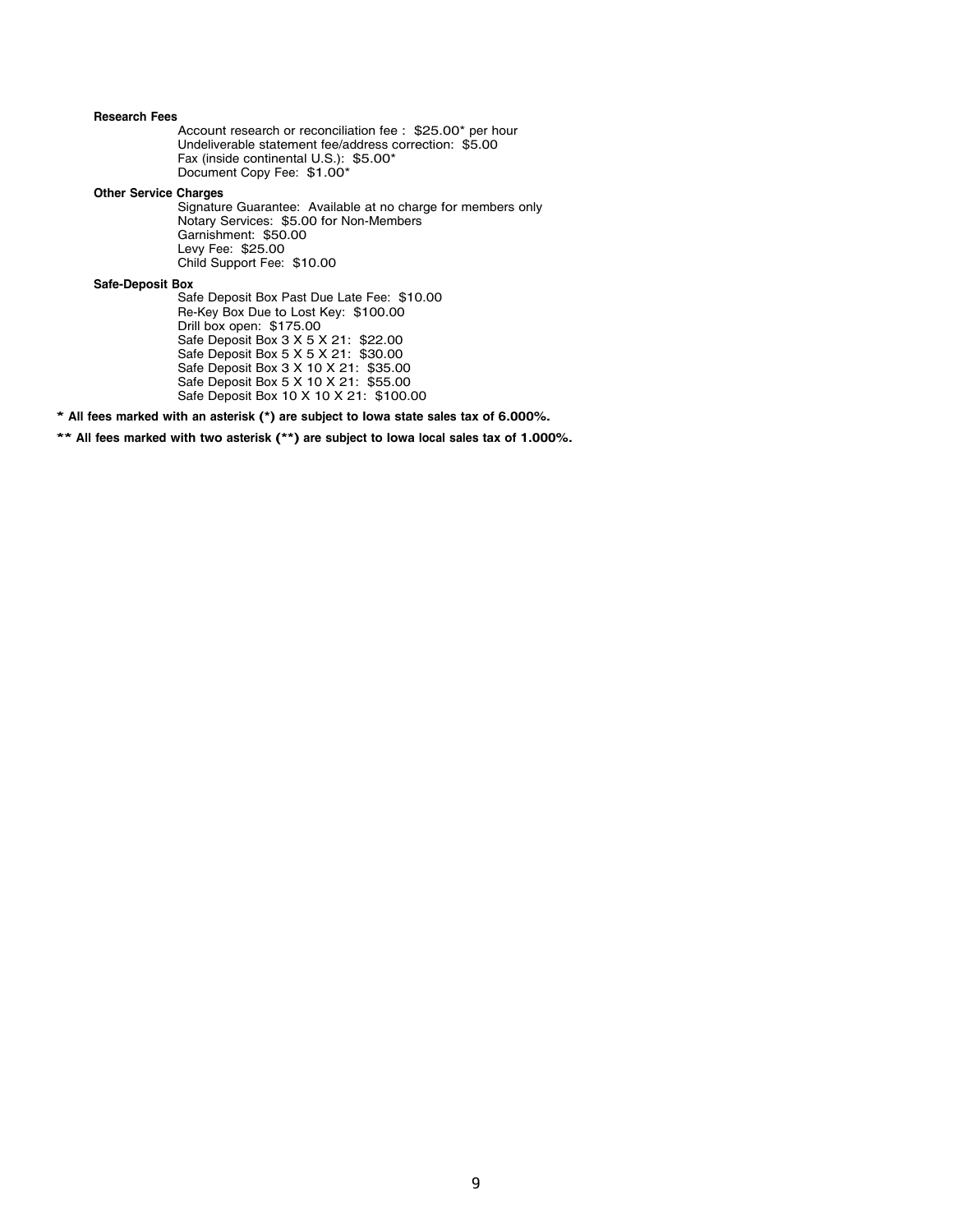**Research Fees**

Account research or reconciliation fee : $25.00* per hour
Undeliverable statement fee/address correction: $5.00
Fax (inside continental U.S.): $5.00*
Document Copy Fee: $1.00*

**Other Service Charges**

Signature Guarantee: Available at no charge for members only
Notary Services: $5.00 for Non-Members
Garnishment: $50.00
Levy Fee: $25.00
Child Support Fee: $10.00

**Safe-Deposit Box**

Safe Deposit Box Past Due Late Fee: $10.00
Re-Key Box Due to Lost Key: $100.00
Drill box open: $175.00
Safe Deposit Box 3 X 5 X 21: $22.00
Safe Deposit Box 5 X 5 X 21: $30.00
Safe Deposit Box 3 X 10 X 21: $35.00
Safe Deposit Box 5 X 10 X 21: $55.00
Safe Deposit Box 10 X 10 X 21: $100.00

**\* All fees marked with an asterisk (\*) are subject to Iowa state sales tax of 6.000%.**

**\*\* All fees marked with two asterisk (\*\*) are subject to Iowa local sales tax of 1.000%.**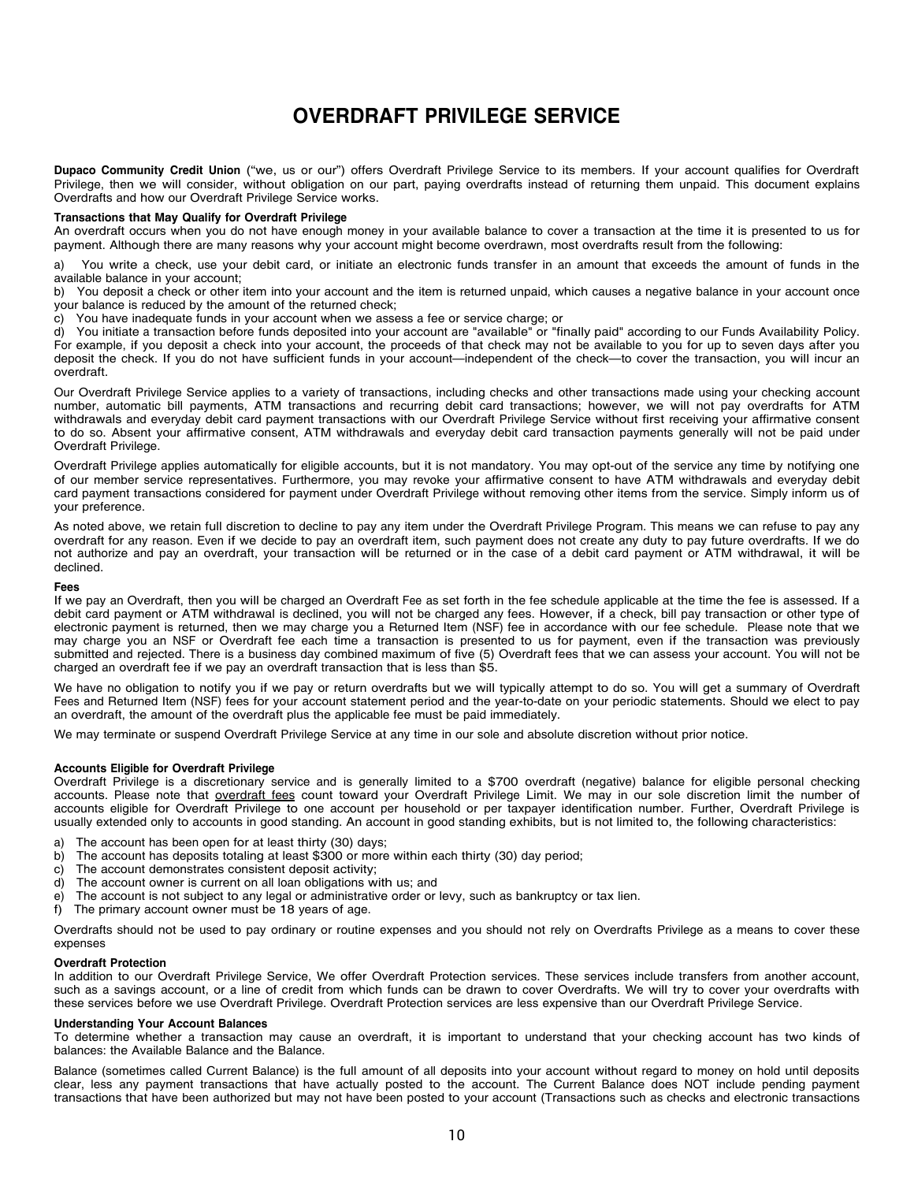# OVERDRAFT PRIVILEGE SERVICE

**Dupaco Community Credit Union** ("we, us or our") offers Overdraft Privilege Service to its members. If your account qualifies for Overdraft Privilege, then we will consider, without obligation on our part, paying overdrafts instead of returning them unpaid. This document explains Overdrafts and how our Overdraft Privilege Service works.

**Transactions that May Qualify for Overdraft Privilege**

An overdraft occurs when you do not have enough money in your available balance to cover a transaction at the time it is presented to us for payment. Although there are many reasons why your account might become overdrawn, most overdrafts result from the following:

a) You write a check, use your debit card, or initiate an electronic funds transfer in an amount that exceeds the amount of funds in the available balance in your account;

b) You deposit a check or other item into your account and the item is returned unpaid, which causes a negative balance in your account once your balance is reduced by the amount of the returned check;

c) You have inadequate funds in your account when we assess a fee or service charge; or

d) You initiate a transaction before funds deposited into your account are "available" or "finally paid" according to our Funds Availability Policy. For example, if you deposit a check into your account, the proceeds of that check may not be available to you for up to seven days after you deposit the check. If you do not have sufficient funds in your account—independent of the check—to cover the transaction, you will incur an overdraft.

Our Overdraft Privilege Service applies to a variety of transactions, including checks and other transactions made using your checking account number, automatic bill payments, ATM transactions and recurring debit card transactions; however, we will not pay overdrafts for ATM withdrawals and everyday debit card payment transactions with our Overdraft Privilege Service without first receiving your affirmative consent to do so. Absent your affirmative consent, ATM withdrawals and everyday debit card transaction payments generally will not be paid under Overdraft Privilege.

Overdraft Privilege applies automatically for eligible accounts, but it is not mandatory. You may opt-out of the service any time by notifying one of our member service representatives. Furthermore, you may revoke your affirmative consent to have ATM withdrawals and everyday debit card payment transactions considered for payment under Overdraft Privilege without removing other items from the service. Simply inform us of your preference.

As noted above, we retain full discretion to decline to pay any item under the Overdraft Privilege Program. This means we can refuse to pay any overdraft for any reason. Even if we decide to pay an overdraft item, such payment does not create any duty to pay future overdrafts. If we do not authorize and pay an overdraft, your transaction will be returned or in the case of a debit card payment or ATM withdrawal, it will be declined.

**Fees**

If we pay an Overdraft, then you will be charged an Overdraft Fee as set forth in the fee schedule applicable at the time the fee is assessed. If a debit card payment or ATM withdrawal is declined, you will not be charged any fees. However, if a check, bill pay transaction or other type of electronic payment is returned, then we may charge you a Returned Item (NSF) fee in accordance with our fee schedule. Please note that we may charge you an NSF or Overdraft fee each time a transaction is presented to us for payment, even if the transaction was previously submitted and rejected. There is a business day combined maximum of five (5) Overdraft fees that we can assess your account. You will not be charged an overdraft fee if we pay an overdraft transaction that is less than $5.

We have no obligation to notify you if we pay or return overdrafts but we will typically attempt to do so. You will get a summary of Overdraft Fees and Returned Item (NSF) fees for your account statement period and the year-to-date on your periodic statements. Should we elect to pay an overdraft, the amount of the overdraft plus the applicable fee must be paid immediately.

We may terminate or suspend Overdraft Privilege Service at any time in our sole and absolute discretion without prior notice.

**Accounts Eligible for Overdraft Privilege**

Overdraft Privilege is a discretionary service and is generally limited to a $700 overdraft (negative) balance for eligible personal checking accounts. Please note that overdraft fees count toward your Overdraft Privilege Limit. We may in our sole discretion limit the number of accounts eligible for Overdraft Privilege to one account per household or per taxpayer identification number. Further, Overdraft Privilege is usually extended only to accounts in good standing. An account in good standing exhibits, but is not limited to, the following characteristics:

a) The account has been open for at least thirty (30) days;
b) The account has deposits totaling at least $300 or more within each thirty (30) day period;
c) The account demonstrates consistent deposit activity;
d) The account owner is current on all loan obligations with us; and
e) The account is not subject to any legal or administrative order or levy, such as bankruptcy or tax lien.
f) The primary account owner must be 18 years of age.

Overdrafts should not be used to pay ordinary or routine expenses and you should not rely on Overdrafts Privilege as a means to cover these expenses

**Overdraft Protection**

In addition to our Overdraft Privilege Service, We offer Overdraft Protection services. These services include transfers from another account, such as a savings account, or a line of credit from which funds can be drawn to cover Overdrafts. We will try to cover your overdrafts with these services before we use Overdraft Privilege. Overdraft Protection services are less expensive than our Overdraft Privilege Service.

**Understanding Your Account Balances**

To determine whether a transaction may cause an overdraft, it is important to understand that your checking account has two kinds of balances: the Available Balance and the Balance.

Balance (sometimes called Current Balance) is the full amount of all deposits into your account without regard to money on hold until deposits clear, less any payment transactions that have actually posted to the account. The Current Balance does NOT include pending payment transactions that have been authorized but may not have been posted to your account (Transactions such as checks and electronic transactions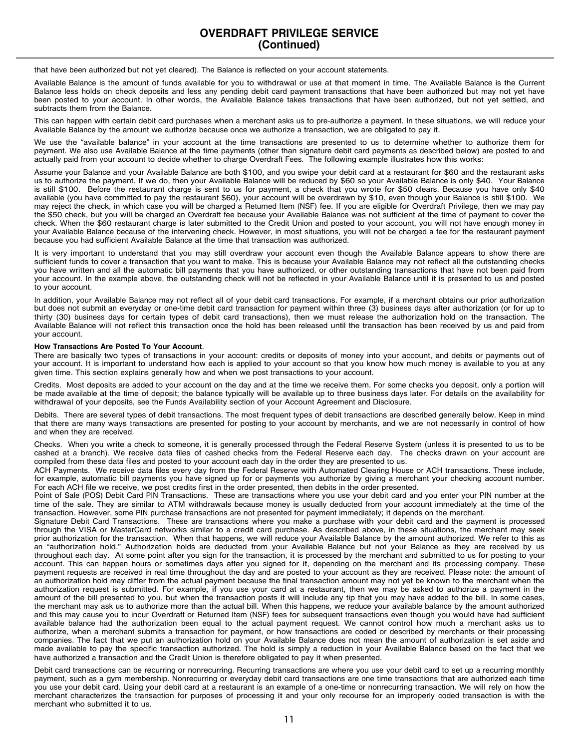# OVERDRAFT PRIVILEGE SERVICE (Continued)

that have been authorized but not yet cleared). The Balance is reflected on your account statements.

Available Balance is the amount of funds available for you to withdrawal or use at that moment in time. The Available Balance is the Current Balance less holds on check deposits and less any pending debit card payment transactions that have been authorized but may not yet have been posted to your account. In other words, the Available Balance takes transactions that have been authorized, but not yet settled, and subtracts them from the Balance.

This can happen with certain debit card purchases when a merchant asks us to pre-authorize a payment. In these situations, we will reduce your Available Balance by the amount we authorize because once we authorize a transaction, we are obligated to pay it.

We use the "available balance" in your account at the time transactions are presented to us to determine whether to authorize them for payment. We also use Available Balance at the time payments (other than signature debit card payments as described below) are posted to and actually paid from your account to decide whether to charge Overdraft Fees. The following example illustrates how this works:

Assume your Balance and your Available Balance are both $100, and you swipe your debit card at a restaurant for $60 and the restaurant asks us to authorize the payment. If we do, then your Available Balance will be reduced by $60 so your Available Balance is only $40. Your Balance is still $100. Before the restaurant charge is sent to us for payment, a check that you wrote for $50 clears. Because you have only $40 available (you have committed to pay the restaurant $60), your account will be overdrawn by $10, even though your Balance is still $100. We may reject the check, in which case you will be charged a Returned Item (NSF) fee. If you are eligible for Overdraft Privilege, then we may pay the $50 check, but you will be charged an Overdraft fee because your Available Balance was not sufficient at the time of payment to cover the check. When the $60 restaurant charge is later submitted to the Credit Union and posted to your account, you will not have enough money in your Available Balance because of the intervening check. However, in most situations, you will not be charged a fee for the restaurant payment because you had sufficient Available Balance at the time that transaction was authorized.

It is very important to understand that you may still overdraw your account even though the Available Balance appears to show there are sufficient funds to cover a transaction that you want to make. This is because your Available Balance may not reflect all the outstanding checks you have written and all the automatic bill payments that you have authorized, or other outstanding transactions that have not been paid from your account. In the example above, the outstanding check will not be reflected in your Available Balance until it is presented to us and posted to your account.

In addition, your Available Balance may not reflect all of your debit card transactions. For example, if a merchant obtains our prior authorization but does not submit an everyday or one-time debit card transaction for payment within three (3) business days after authorization (or for up to thirty (30) business days for certain types of debit card transactions), then we must release the authorization hold on the transaction. The Available Balance will not reflect this transaction once the hold has been released until the transaction has been received by us and paid from your account.

**How Transactions Are Posted To Your Account.**

There are basically two types of transactions in your account: credits or deposits of money into your account, and debits or payments out of your account. It is important to understand how each is applied to your account so that you know how much money is available to you at any given time. This section explains generally how and when we post transactions to your account.

Credits. Most deposits are added to your account on the day and at the time we receive them. For some checks you deposit, only a portion will be made available at the time of deposit; the balance typically will be available up to three business days later. For details on the availability for withdrawal of your deposits, see the Funds Availability section of your Account Agreement and Disclosure.

Debits. There are several types of debit transactions. The most frequent types of debit transactions are described generally below. Keep in mind that there are many ways transactions are presented for posting to your account by merchants, and we are not necessarily in control of how and when they are received.

Checks. When you write a check to someone, it is generally processed through the Federal Reserve System (unless it is presented to us to be cashed at a branch). We receive data files of cashed checks from the Federal Reserve each day. The checks drawn on your account are compiled from these data files and posted to your account each day in the order they are presented to us.

ACH Payments. We receive data files every day from the Federal Reserve with Automated Clearing House or ACH transactions. These include, for example, automatic bill payments you have signed up for or payments you authorize by giving a merchant your checking account number. For each ACH file we receive, we post credits first in the order presented, then debits in the order presented.

Point of Sale (POS) Debit Card PIN Transactions. These are transactions where you use your debit card and you enter your PIN number at the time of the sale. They are similar to ATM withdrawals because money is usually deducted from your account immediately at the time of the transaction. However, some PIN purchase transactions are not presented for payment immediately; it depends on the merchant.

Signature Debit Card Transactions. These are transactions where you make a purchase with your debit card and the payment is processed through the VISA or MasterCard networks similar to a credit card purchase. As described above, in these situations, the merchant may seek prior authorization for the transaction. When that happens, we will reduce your Available Balance by the amount authorized. We refer to this as an "authorization hold." Authorization holds are deducted from your Available Balance but not your Balance as they are received by us throughout each day. At some point after you sign for the transaction, it is processed by the merchant and submitted to us for posting to your account. This can happen hours or sometimes days after you signed for it, depending on the merchant and its processing company. These payment requests are received in real time throughout the day and are posted to your account as they are received. Please note: the amount of an authorization hold may differ from the actual payment because the final transaction amount may not yet be known to the merchant when the authorization request is submitted. For example, if you use your card at a restaurant, then we may be asked to authorize a payment in the amount of the bill presented to you, but when the transaction posts it will include any tip that you may have added to the bill. In some cases, the merchant may ask us to authorize more than the actual bill. When this happens, we reduce your available balance by the amount authorized and this may cause you to incur Overdraft or Returned Item (NSF) fees for subsequent transactions even though you would have had sufficient available balance had the authorization been equal to the actual payment request. We cannot control how much a merchant asks us to authorize, when a merchant submits a transaction for payment, or how transactions are coded or described by merchants or their processing companies. The fact that we put an authorization hold on your Available Balance does not mean the amount of authorization is set aside and made available to pay the specific transaction authorized. The hold is simply a reduction in your Available Balance based on the fact that we have authorized a transaction and the Credit Union is therefore obligated to pay it when presented.

Debit card transactions can be recurring or nonrecurring. Recurring transactions are where you use your debit card to set up a recurring monthly payment, such as a gym membership. Nonrecurring or everyday debit card transactions are one time transactions that are authorized each time you use your debit card. Using your debit card at a restaurant is an example of a one-time or nonrecurring transaction. We will rely on how the merchant characterizes the transaction for purposes of processing it and your only recourse for an improperly coded transaction is with the merchant who submitted it to us.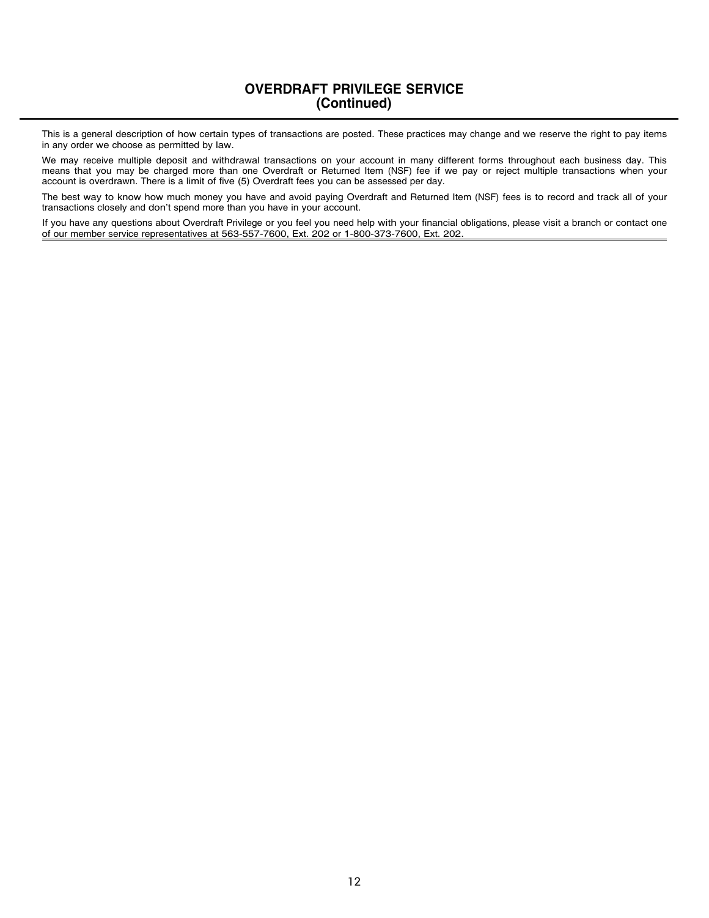## OVERDRAFT PRIVILEGE SERVICE
## (Continued)

This is a general description of how certain types of transactions are posted. These practices may change and we reserve the right to pay items in any order we choose as permitted by law.

We may receive multiple deposit and withdrawal transactions on your account in many different forms throughout each business day. This means that you may be charged more than one Overdraft or Returned Item (NSF) fee if we pay or reject multiple transactions when your account is overdrawn. There is a limit of five (5) Overdraft fees you can be assessed per day.

The best way to know how much money you have and avoid paying Overdraft and Returned Item (NSF) fees is to record and track all of your transactions closely and don't spend more than you have in your account.

If you have any questions about Overdraft Privilege or you feel you need help with your financial obligations, please visit a branch or contact one of our member service representatives at 563-557-7600, Ext. 202 or 1-800-373-7600, Ext. 202.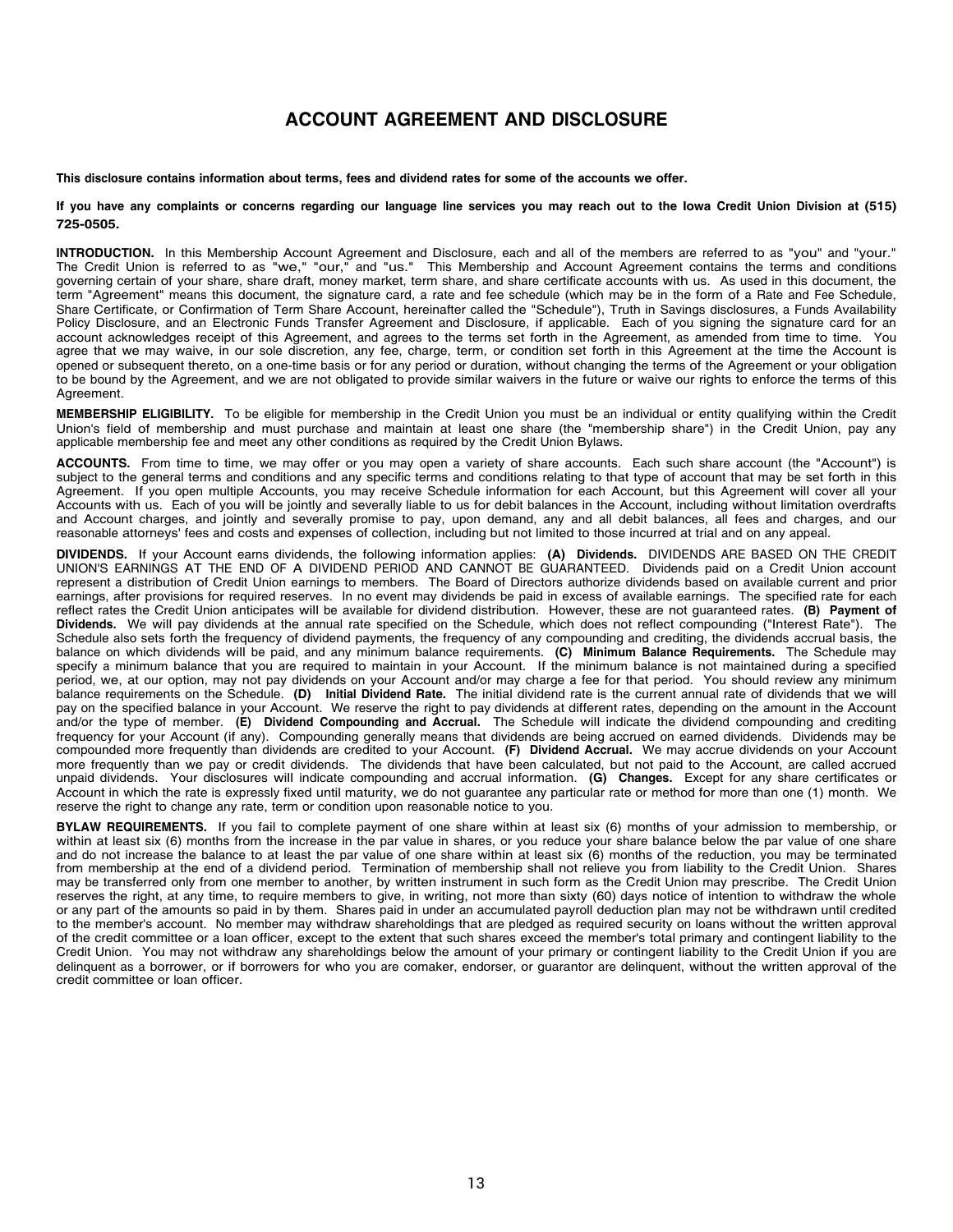# ACCOUNT AGREEMENT AND DISCLOSURE

**This disclosure contains information about terms, fees and dividend rates for some of the accounts we offer.**

**If you have any complaints or concerns regarding our language line services you may reach out to the Iowa Credit Union Division at (515) 725-0505.**

**INTRODUCTION.** In this Membership Account Agreement and Disclosure, each and all of the members are referred to as "you" and "your." The Credit Union is referred to as "we," "our," and "us." This Membership and Account Agreement contains the terms and conditions governing certain of your share, share draft, money market, term share, and share certificate accounts with us. As used in this document, the term "Agreement" means this document, the signature card, a rate and fee schedule (which may be in the form of a Rate and Fee Schedule, Share Certificate, or Confirmation of Term Share Account, hereinafter called the "Schedule"), Truth in Savings disclosures, a Funds Availability Policy Disclosure, and an Electronic Funds Transfer Agreement and Disclosure, if applicable. Each of you signing the signature card for an account acknowledges receipt of this Agreement, and agrees to the terms set forth in the Agreement, as amended from time to time. You agree that we may waive, in our sole discretion, any fee, charge, term, or condition set forth in this Agreement at the time the Account is opened or subsequent thereto, on a one-time basis or for any period or duration, without changing the terms of the Agreement or your obligation to be bound by the Agreement, and we are not obligated to provide similar waivers in the future or waive our rights to enforce the terms of this Agreement.

**MEMBERSHIP ELIGIBILITY.** To be eligible for membership in the Credit Union you must be an individual or entity qualifying within the Credit Union's field of membership and must purchase and maintain at least one share (the "membership share") in the Credit Union, pay any applicable membership fee and meet any other conditions as required by the Credit Union Bylaws.

**ACCOUNTS.** From time to time, we may offer or you may open a variety of share accounts. Each such share account (the "Account") is subject to the general terms and conditions and any specific terms and conditions relating to that type of account that may be set forth in this Agreement. If you open multiple Accounts, you may receive Schedule information for each Account, but this Agreement will cover all your Accounts with us. Each of you will be jointly and severally liable to us for debit balances in the Account, including without limitation overdrafts and Account charges, and jointly and severally promise to pay, upon demand, any and all debit balances, all fees and charges, and our reasonable attorneys' fees and costs and expenses of collection, including but not limited to those incurred at trial and on any appeal.

**DIVIDENDS.** If your Account earns dividends, the following information applies: **(A) Dividends.** DIVIDENDS ARE BASED ON THE CREDIT UNION'S EARNINGS AT THE END OF A DIVIDEND PERIOD AND CANNOT BE GUARANTEED. Dividends paid on a Credit Union account represent a distribution of Credit Union earnings to members. The Board of Directors authorize dividends based on available current and prior earnings, after provisions for required reserves. In no event may dividends be paid in excess of available earnings. The specified rate for each reflect rates the Credit Union anticipates will be available for dividend distribution. However, these are not guaranteed rates. **(B) Payment of Dividends.** We will pay dividends at the annual rate specified on the Schedule, which does not reflect compounding ("Interest Rate"). The Schedule also sets forth the frequency of dividend payments, the frequency of any compounding and crediting, the dividends accrual basis, the balance on which dividends will be paid, and any minimum balance requirements. **(C) Minimum Balance Requirements.** The Schedule may specify a minimum balance that you are required to maintain in your Account. If the minimum balance is not maintained during a specified period, we, at our option, may not pay dividends on your Account and/or may charge a fee for that period. You should review any minimum balance requirements on the Schedule. **(D) Initial Dividend Rate.** The initial dividend rate is the current annual rate of dividends that we will pay on the specified balance in your Account. We reserve the right to pay dividends at different rates, depending on the amount in the Account and/or the type of member. **(E) Dividend Compounding and Accrual.** The Schedule will indicate the dividend compounding and crediting frequency for your Account (if any). Compounding generally means that dividends are being accrued on earned dividends. Dividends may be compounded more frequently than dividends are credited to your Account. **(F) Dividend Accrual.** We may accrue dividends on your Account more frequently than we pay or credit dividends. The dividends that have been calculated, but not paid to the Account, are called accrued unpaid dividends. Your disclosures will indicate compounding and accrual information. **(G) Changes.** Except for any share certificates or Account in which the rate is expressly fixed until maturity, we do not guarantee any particular rate or method for more than one (1) month. We reserve the right to change any rate, term or condition upon reasonable notice to you.

**BYLAW REQUIREMENTS.** If you fail to complete payment of one share within at least six (6) months of your admission to membership, or within at least six (6) months from the increase in the par value in shares, or you reduce your share balance below the par value of one share and do not increase the balance to at least the par value of one share within at least six (6) months of the reduction, you may be terminated from membership at the end of a dividend period. Termination of membership shall not relieve you from liability to the Credit Union. Shares may be transferred only from one member to another, by written instrument in such form as the Credit Union may prescribe. The Credit Union reserves the right, at any time, to require members to give, in writing, not more than sixty (60) days notice of intention to withdraw the whole or any part of the amounts so paid in by them. Shares paid in under an accumulated payroll deduction plan may not be withdrawn until credited to the member's account. No member may withdraw shareholdings that are pledged as required security on loans without the written approval of the credit committee or a loan officer, except to the extent that such shares exceed the member's total primary and contingent liability to the Credit Union. You may not withdraw any shareholdings below the amount of your primary or contingent liability to the Credit Union if you are delinquent as a borrower, or if borrowers for who you are comaker, endorser, or guarantor are delinquent, without the written approval of the credit committee or loan officer.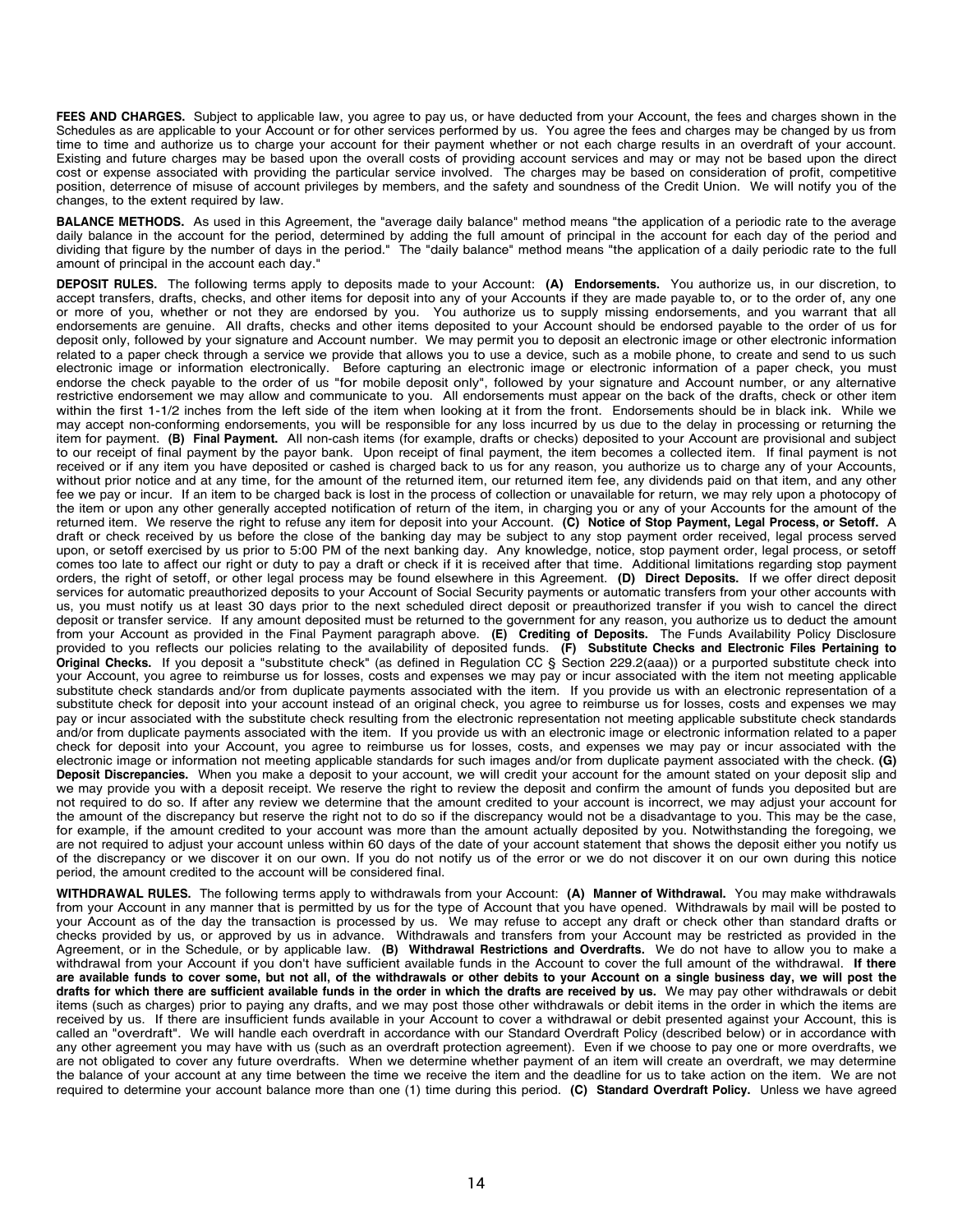**FEES AND CHARGES.** Subject to applicable law, you agree to pay us, or have deducted from your Account, the fees and charges shown in the Schedules as are applicable to your Account or for other services performed by us. You agree the fees and charges may be changed by us from time to time and authorize us to charge your account for their payment whether or not each charge results in an overdraft of your account. Existing and future charges may be based upon the overall costs of providing account services and may or may not be based upon the direct cost or expense associated with providing the particular service involved. The charges may be based on consideration of profit, competitive position, deterrence of misuse of account privileges by members, and the safety and soundness of the Credit Union. We will notify you of the changes, to the extent required by law.

**BALANCE METHODS.** As used in this Agreement, the "average daily balance" method means "the application of a periodic rate to the average daily balance in the account for the period, determined by adding the full amount of principal in the account for each day of the period and dividing that figure by the number of days in the period." The "daily balance" method means "the application of a daily periodic rate to the full amount of principal in the account each day."

**DEPOSIT RULES.** The following terms apply to deposits made to your Account: **(A) Endorsements.** You authorize us, in our discretion, to accept transfers, drafts, checks, and other items for deposit into any of your Accounts if they are made payable to, or to the order of, any one or more of you, whether or not they are endorsed by you. You authorize us to supply missing endorsements, and you warrant that all endorsements are genuine. All drafts, checks and other items deposited to your Account should be endorsed payable to the order of us for deposit only, followed by your signature and Account number. We may permit you to deposit an electronic image or other electronic information related to a paper check through a service we provide that allows you to use a device, such as a mobile phone, to create and send to us such electronic image or information electronically. Before capturing an electronic image or electronic information of a paper check, you must endorse the check payable to the order of us "for mobile deposit only", followed by your signature and Account number, or any alternative restrictive endorsement we may allow and communicate to you. All endorsements must appear on the back of the drafts, check or other item within the first 1-1/2 inches from the left side of the item when looking at it from the front. Endorsements should be in black ink. While we may accept non-conforming endorsements, you will be responsible for any loss incurred by us due to the delay in processing or returning the item for payment. **(B) Final Payment.** All non-cash items (for example, drafts or checks) deposited to your Account are provisional and subject to our receipt of final payment by the payor bank. Upon receipt of final payment, the item becomes a collected item. If final payment is not received or if any item you have deposited or cashed is charged back to us for any reason, you authorize us to charge any of your Accounts, without prior notice and at any time, for the amount of the returned item, our returned item fee, any dividends paid on that item, and any other fee we pay or incur. If an item to be charged back is lost in the process of collection or unavailable for return, we may rely upon a photocopy of the item or upon any other generally accepted notification of return of the item, in charging you or any of your Accounts for the amount of the returned item. We reserve the right to refuse any item for deposit into your Account. **(C) Notice of Stop Payment, Legal Process, or Setoff.** A draft or check received by us before the close of the banking day may be subject to any stop payment order received, legal process served upon, or setoff exercised by us prior to 5:00 PM of the next banking day. Any knowledge, notice, stop payment order, legal process, or setoff comes too late to affect our right or duty to pay a draft or check if it is received after that time. Additional limitations regarding stop payment orders, the right of setoff, or other legal process may be found elsewhere in this Agreement. **(D) Direct Deposits.** If we offer direct deposit services for automatic preauthorized deposits to your Account of Social Security payments or automatic transfers from your other accounts with us, you must notify us at least 30 days prior to the next scheduled direct deposit or preauthorized transfer if you wish to cancel the direct deposit or transfer service. If any amount deposited must be returned to the government for any reason, you authorize us to deduct the amount from your Account as provided in the Final Payment paragraph above. **(E) Crediting of Deposits.** The Funds Availability Policy Disclosure provided to you reflects our policies relating to the availability of deposited funds. **(F) Substitute Checks and Electronic Files Pertaining to Original Checks.** If you deposit a "substitute check" (as defined in Regulation CC § Section 229.2(aaa)) or a purported substitute check into your Account, you agree to reimburse us for losses, costs and expenses we may pay or incur associated with the item not meeting applicable substitute check standards and/or from duplicate payments associated with the item. If you provide us with an electronic representation of a substitute check for deposit into your account instead of an original check, you agree to reimburse us for losses, costs and expenses we may pay or incur associated with the substitute check resulting from the electronic representation not meeting applicable substitute check standards and/or from duplicate payments associated with the item. If you provide us with an electronic image or electronic information related to a paper check for deposit into your Account, you agree to reimburse us for losses, costs, and expenses we may pay or incur associated with the electronic image or information not meeting applicable standards for such images and/or from duplicate payment associated with the check. **(G) Deposit Discrepancies.** When you make a deposit to your account, we will credit your account for the amount stated on your deposit slip and we may provide you with a deposit receipt. We reserve the right to review the deposit and confirm the amount of funds you deposited but are not required to do so. If after any review we determine that the amount credited to your account is incorrect, we may adjust your account for the amount of the discrepancy but reserve the right not to do so if the discrepancy would not be a disadvantage to you. This may be the case, for example, if the amount credited to your account was more than the amount actually deposited by you. Notwithstanding the foregoing, we are not required to adjust your account unless within 60 days of the date of your account statement that shows the deposit either you notify us of the discrepancy or we discover it on our own. If you do not notify us of the error or we do not discover it on our own during this notice period, the amount credited to the account will be considered final.

**WITHDRAWAL RULES.** The following terms apply to withdrawals from your Account: **(A) Manner of Withdrawal.** You may make withdrawals from your Account in any manner that is permitted by us for the type of Account that you have opened. Withdrawals by mail will be posted to your Account as of the day the transaction is processed by us. We may refuse to accept any draft or check other than standard drafts or checks provided by us, or approved by us in advance. Withdrawals and transfers from your Account may be restricted as provided in the Agreement, or in the Schedule, or by applicable law. **(B) Withdrawal Restrictions and Overdrafts.** We do not have to allow you to make a withdrawal from your Account if you don't have sufficient available funds in the Account to cover the full amount of the withdrawal. **If there are available funds to cover some, but not all, of the withdrawals or other debits to your Account on a single business day, we will post the drafts for which there are sufficient available funds in the order in which the drafts are received by us.** We may pay other withdrawals or debit items (such as charges) prior to paying any drafts, and we may post those other withdrawals or debit items in the order in which the items are received by us. If there are insufficient funds available in your Account to cover a withdrawal or debit presented against your Account, this is called an "overdraft". We will handle each overdraft in accordance with our Standard Overdraft Policy (described below) or in accordance with any other agreement you may have with us (such as an overdraft protection agreement). Even if we choose to pay one or more overdrafts, we are not obligated to cover any future overdrafts. When we determine whether payment of an item will create an overdraft, we may determine the balance of your account at any time between the time we receive the item and the deadline for us to take action on the item. We are not required to determine your account balance more than one (1) time during this period. **(C) Standard Overdraft Policy.** Unless we have agreed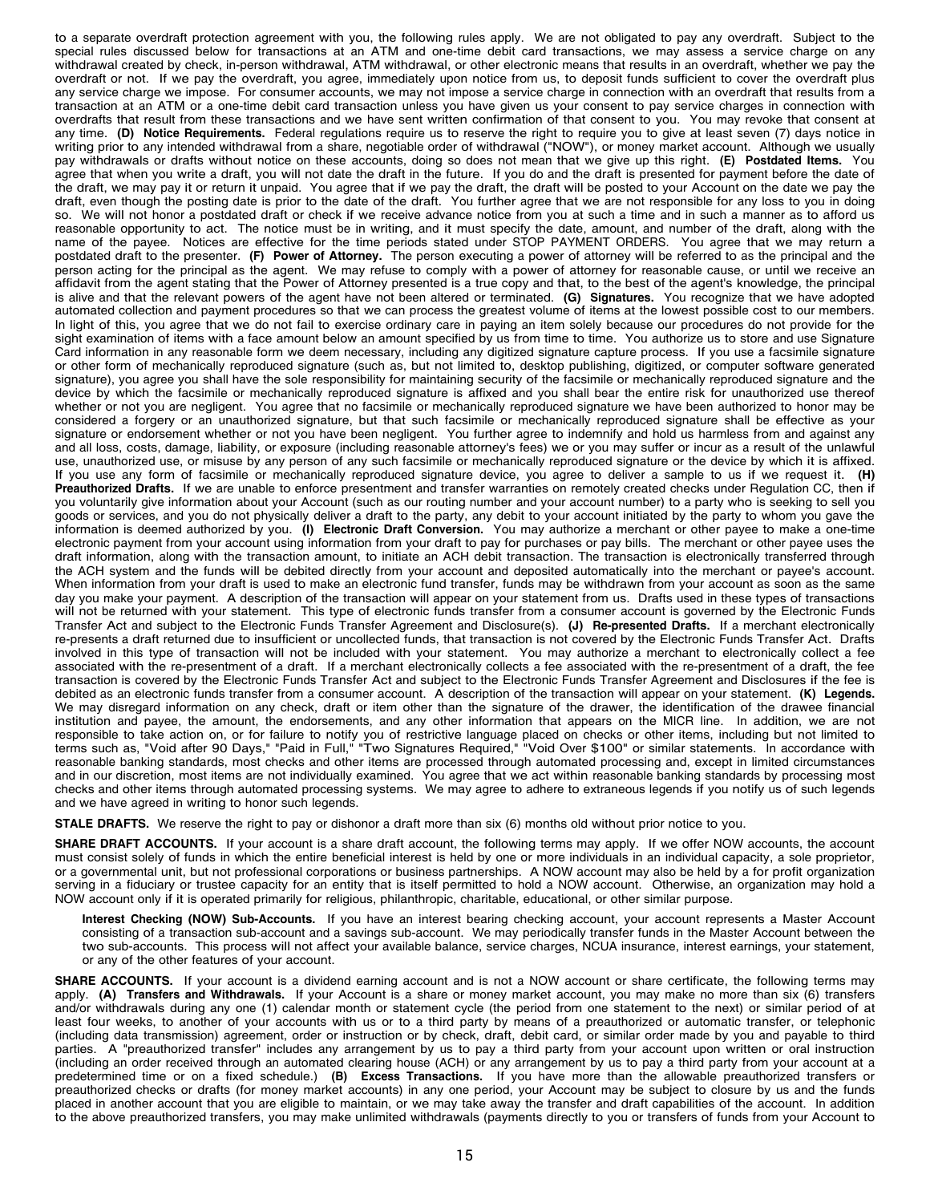to a separate overdraft protection agreement with you, the following rules apply. We are not obligated to pay any overdraft. Subject to the special rules discussed below for transactions at an ATM and one-time debit card transactions, we may assess a service charge on any withdrawal created by check, in-person withdrawal, ATM withdrawal, or other electronic means that results in an overdraft, whether we pay the overdraft or not. If we pay the overdraft, you agree, immediately upon notice from us, to deposit funds sufficient to cover the overdraft plus any service charge we impose. For consumer accounts, we may not impose a service charge in connection with an overdraft that results from a transaction at an ATM or a one-time debit card transaction unless you have given us your consent to pay service charges in connection with overdrafts that result from these transactions and we have sent written confirmation of that consent to you. You may revoke that consent at any time. **(D) Notice Requirements.** Federal regulations require us to reserve the right to require you to give at least seven (7) days notice in writing prior to any intended withdrawal from a share, negotiable order of withdrawal ("NOW"), or money market account. Although we usually pay withdrawals or drafts without notice on these accounts, doing so does not mean that we give up this right. **(E) Postdated Items.** You agree that when you write a draft, you will not date the draft in the future. If you do and the draft is presented for payment before the date of the draft, we may pay it or return it unpaid. You agree that if we pay the draft, the draft will be posted to your Account on the date we pay the draft, even though the posting date is prior to the date of the draft. You further agree that we are not responsible for any loss to you in doing so. We will not honor a postdated draft or check if we receive advance notice from you at such a time and in such a manner as to afford us reasonable opportunity to act. The notice must be in writing, and it must specify the date, amount, and number of the draft, along with the name of the payee. Notices are effective for the time periods stated under STOP PAYMENT ORDERS. You agree that we may return a postdated draft to the presenter. **(F) Power of Attorney.** The person executing a power of attorney will be referred to as the principal and the person acting for the principal as the agent. We may refuse to comply with a power of attorney for reasonable cause, or until we receive an affidavit from the agent stating that the Power of Attorney presented is a true copy and that, to the best of the agent's knowledge, the principal is alive and that the relevant powers of the agent have not been altered or terminated. **(G) Signatures.** You recognize that we have adopted automated collection and payment procedures so that we can process the greatest volume of items at the lowest possible cost to our members. In light of this, you agree that we do not fail to exercise ordinary care in paying an item solely because our procedures do not provide for the sight examination of items with a face amount below an amount specified by us from time to time. You authorize us to store and use Signature Card information in any reasonable form we deem necessary, including any digitized signature capture process. If you use a facsimile signature or other form of mechanically reproduced signature (such as, but not limited to, desktop publishing, digitized, or computer software generated signature), you agree you shall have the sole responsibility for maintaining security of the facsimile or mechanically reproduced signature and the device by which the facsimile or mechanically reproduced signature is affixed and you shall bear the entire risk for unauthorized use thereof whether or not you are negligent. You agree that no facsimile or mechanically reproduced signature we have been authorized to honor may be considered a forgery or an unauthorized signature, but that such facsimile or mechanically reproduced signature shall be effective as your signature or endorsement whether or not you have been negligent. You further agree to indemnify and hold us harmless from and against any and all loss, costs, damage, liability, or exposure (including reasonable attorney's fees) we or you may suffer or incur as a result of the unlawful use, unauthorized use, or misuse by any person of any such facsimile or mechanically reproduced signature or the device by which it is affixed. If you use any form of facsimile or mechanically reproduced signature device, you agree to deliver a sample to us if we request it. **(H) Preauthorized Drafts.** If we are unable to enforce presentment and transfer warranties on remotely created checks under Regulation CC, then if you voluntarily give information about your Account (such as our routing number and your account number) to a party who is seeking to sell you goods or services, and you do not physically deliver a draft to the party, any debit to your account initiated by the party to whom you gave the information is deemed authorized by you. **(I) Electronic Draft Conversion.** You may authorize a merchant or other payee to make a one-time electronic payment from your account using information from your draft to pay for purchases or pay bills. The merchant or other payee uses the draft information, along with the transaction amount, to initiate an ACH debit transaction. The transaction is electronically transferred through the ACH system and the funds will be debited directly from your account and deposited automatically into the merchant or payee's account. When information from your draft is used to make an electronic fund transfer, funds may be withdrawn from your account as soon as the same day you make your payment. A description of the transaction will appear on your statement from us. Drafts used in these types of transactions will not be returned with your statement. This type of electronic funds transfer from a consumer account is governed by the Electronic Funds Transfer Act and subject to the Electronic Funds Transfer Agreement and Disclosure(s). **(J) Re-presented Drafts.** If a merchant electronically re-presents a draft returned due to insufficient or uncollected funds, that transaction is not covered by the Electronic Funds Transfer Act. Drafts involved in this type of transaction will not be included with your statement. You may authorize a merchant to electronically collect a fee associated with the re-presentment of a draft. If a merchant electronically collects a fee associated with the re-presentment of a draft, the fee transaction is covered by the Electronic Funds Transfer Act and subject to the Electronic Funds Transfer Agreement and Disclosures if the fee is debited as an electronic funds transfer from a consumer account. A description of the transaction will appear on your statement. **(K) Legends.** We may disregard information on any check, draft or item other than the signature of the drawer, the identification of the drawee financial institution and payee, the amount, the endorsements, and any other information that appears on the MICR line. In addition, we are not responsible to take action on, or for failure to notify you of restrictive language placed on checks or other items, including but not limited to terms such as, "Void after 90 Days," "Paid in Full," "Two Signatures Required," "Void Over $100" or similar statements. In accordance with reasonable banking standards, most checks and other items are processed through automated processing and, except in limited circumstances and in our discretion, most items are not individually examined. You agree that we act within reasonable banking standards by processing most checks and other items through automated processing systems. We may agree to adhere to extraneous legends if you notify us of such legends and we have agreed in writing to honor such legends.

**STALE DRAFTS.** We reserve the right to pay or dishonor a draft more than six (6) months old without prior notice to you.

**SHARE DRAFT ACCOUNTS.** If your account is a share draft account, the following terms may apply. If we offer NOW accounts, the account must consist solely of funds in which the entire beneficial interest is held by one or more individuals in an individual capacity, a sole proprietor, or a governmental unit, but not professional corporations or business partnerships. A NOW account may also be held by a for profit organization serving in a fiduciary or trustee capacity for an entity that is itself permitted to hold a NOW account. Otherwise, an organization may hold a NOW account only if it is operated primarily for religious, philanthropic, charitable, educational, or other similar purpose.

**Interest Checking (NOW) Sub-Accounts.** If you have an interest bearing checking account, your account represents a Master Account consisting of a transaction sub-account and a savings sub-account. We may periodically transfer funds in the Master Account between the two sub-accounts. This process will not affect your available balance, service charges, NCUA insurance, interest earnings, your statement, or any of the other features of your account.

**SHARE ACCOUNTS.** If your account is a dividend earning account and is not a NOW account or share certificate, the following terms may apply. **(A) Transfers and Withdrawals.** If your Account is a share or money market account, you may make no more than six (6) transfers and/or withdrawals during any one (1) calendar month or statement cycle (the period from one statement to the next) or similar period of at least four weeks, to another of your accounts with us or to a third party by means of a preauthorized or automatic transfer, or telephonic (including data transmission) agreement, order or instruction or by check, draft, debit card, or similar order made by you and payable to third parties. A "preauthorized transfer" includes any arrangement by us to pay a third party from your account upon written or oral instruction (including an order received through an automated clearing house (ACH) or any arrangement by us to pay a third party from your account at a predetermined time or on a fixed schedule.) **(B) Excess Transactions.** If you have more than the allowable preauthorized transfers or preauthorized checks or drafts (for money market accounts) in any one period, your Account may be subject to closure by us and the funds placed in another account that you are eligible to maintain, or we may take away the transfer and draft capabilities of the account. In addition to the above preauthorized transfers, you may make unlimited withdrawals (payments directly to you or transfers of funds from your Account to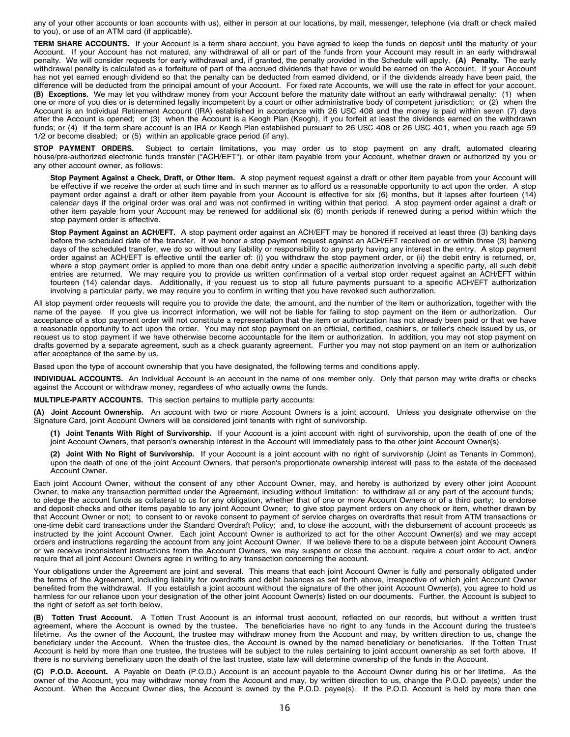any of your other accounts or loan accounts with us), either in person at our locations, by mail, messenger, telephone (via draft or check mailed to you), or use of an ATM card (if applicable).

**TERM SHARE ACCOUNTS.** If your Account is a term share account, you have agreed to keep the funds on deposit until the maturity of your Account. If your Account has not matured, any withdrawal of all or part of the funds from your Account may result in an early withdrawal penalty. We will consider requests for early withdrawal and, if granted, the penalty provided in the Schedule will apply. **(A) Penalty.** The early withdrawal penalty is calculated as a forfeiture of part of the accrued dividends that have or would be earned on the Account. If your Account has not yet earned enough dividend so that the penalty can be deducted from earned dividend, or if the dividends already have been paid, the difference will be deducted from the principal amount of your Account. For fixed rate Accounts, we will use the rate in effect for your account. **(B) Exceptions.** We may let you withdraw money from your Account before the maturity date without an early withdrawal penalty: (1) when one or more of you dies or is determined legally incompetent by a court or other administrative body of competent jurisdiction; or (2) when the Account is an Individual Retirement Account (IRA) established in accordance with 26 USC 408 and the money is paid within seven (7) days after the Account is opened; or (3) when the Account is a Keogh Plan (Keogh), if you forfeit at least the dividends earned on the withdrawn funds; or (4) if the term share account is an IRA or Keogh Plan established pursuant to 26 USC 408 or 26 USC 401, when you reach age 59 1/2 or become disabled; or (5) within an applicable grace period (if any).

**STOP PAYMENT ORDERS.** Subject to certain limitations, you may order us to stop payment on any draft, automated clearing house/pre-authorized electronic funds transfer ("ACH/EFT"), or other item payable from your Account, whether drawn or authorized by you or any other account owner, as follows:

**Stop Payment Against a Check, Draft, or Other Item.** A stop payment request against a draft or other item payable from your Account will be effective if we receive the order at such time and in such manner as to afford us a reasonable opportunity to act upon the order. A stop payment order against a draft or other item payable from your Account is effective for six (6) months, but it lapses after fourteen (14) calendar days if the original order was oral and was not confirmed in writing within that period. A stop payment order against a draft or other item payable from your Account may be renewed for additional six (6) month periods if renewed during a period within which the stop payment order is effective.

**Stop Payment Against an ACH/EFT.** A stop payment order against an ACH/EFT may be honored if received at least three (3) banking days before the scheduled date of the transfer. If we honor a stop payment request against an ACH/EFT received on or within three (3) banking days of the scheduled transfer, we do so without any liability or responsibility to any party having any interest in the entry. A stop payment order against an ACH/EFT is effective until the earlier of: (i) you withdraw the stop payment order, or (ii) the debit entry is returned, or, where a stop payment order is applied to more than one debit entry under a specific authorization involving a specific party, all such debit entries are returned. We may require you to provide us written confirmation of a verbal stop order request against an ACH/EFT within fourteen (14) calendar days. Additionally, if you request us to stop all future payments pursuant to a specific ACH/EFT authorization involving a particular party, we may require you to confirm in writing that you have revoked such authorization.

All stop payment order requests will require you to provide the date, the amount, and the number of the item or authorization, together with the name of the payee. If you give us incorrect information, we will not be liable for failing to stop payment on the item or authorization. Our acceptance of a stop payment order will not constitute a representation that the item or authorization has not already been paid or that we have a reasonable opportunity to act upon the order. You may not stop payment on an official, certified, cashier's, or teller's check issued by us, or request us to stop payment if we have otherwise become accountable for the item or authorization. In addition, you may not stop payment on drafts governed by a separate agreement, such as a check guaranty agreement. Further you may not stop payment on an item or authorization after acceptance of the same by us.

Based upon the type of account ownership that you have designated, the following terms and conditions apply.

**INDIVIDUAL ACCOUNTS.** An Individual Account is an account in the name of one member only. Only that person may write drafts or checks against the Account or withdraw money, regardless of who actually owns the funds.

**MULTIPLE-PARTY ACCOUNTS.** This section pertains to multiple party accounts:

**(A) Joint Account Ownership.** An account with two or more Account Owners is a joint account. Unless you designate otherwise on the Signature Card, joint Account Owners will be considered joint tenants with right of survivorship.

**(1) Joint Tenants With Right of Survivorship.** If your Account is a joint account with right of survivorship, upon the death of one of the joint Account Owners, that person's ownership interest in the Account will immediately pass to the other joint Account Owner(s).

**(2) Joint With No Right of Survivorship.** If your Account is a joint account with no right of survivorship (Joint as Tenants in Common), upon the death of one of the joint Account Owners, that person's proportionate ownership interest will pass to the estate of the deceased Account Owner.

Each joint Account Owner, without the consent of any other Account Owner, may, and hereby is authorized by every other joint Account Owner, to make any transaction permitted under the Agreement, including without limitation: to withdraw all or any part of the account funds; to pledge the account funds as collateral to us for any obligation, whether that of one or more Account Owners or of a third party; to endorse and deposit checks and other items payable to any joint Account Owner; to give stop payment orders on any check or item, whether drawn by that Account Owner or not; to consent to or revoke consent to payment of service charges on overdrafts that result from ATM transactions or one-time debit card transactions under the Standard Overdraft Policy; and, to close the account, with the disbursement of account proceeds as instructed by the joint Account Owner. Each joint Account Owner is authorized to act for the other Account Owner(s) and we may accept orders and instructions regarding the account from any joint Account Owner. If we believe there to be a dispute between joint Account Owners or we receive inconsistent instructions from the Account Owners, we may suspend or close the account, require a court order to act, and/or require that all joint Account Owners agree in writing to any transaction concerning the account.

Your obligations under the Agreement are joint and several. This means that each joint Account Owner is fully and personally obligated under the terms of the Agreement, including liability for overdrafts and debit balances as set forth above, irrespective of which joint Account Owner benefited from the withdrawal. If you establish a joint account without the signature of the other joint Account Owner(s), you agree to hold us harmless for our reliance upon your designation of the other joint Account Owner(s) listed on our documents. Further, the Account is subject to the right of setoff as set forth below.

**(B) Totten Trust Account.** A Totten Trust Account is an informal trust account, reflected on our records, but without a written trust agreement, where the Account is owned by the trustee. The beneficiaries have no right to any funds in the Account during the trustee's lifetime. As the owner of the Account, the trustee may withdraw money from the Account and may, by written direction to us, change the beneficiary under the Account. When the trustee dies, the Account is owned by the named beneficiary or beneficiaries. If the Totten Trust Account is held by more than one trustee, the trustees will be subject to the rules pertaining to joint account ownership as set forth above. If there is no surviving beneficiary upon the death of the last trustee, state law will determine ownership of the funds in the Account.

**(C) P.O.D. Account.** A Payable on Death (P.O.D.) Account is an account payable to the Account Owner during his or her lifetime. As the owner of the Account, you may withdraw money from the Account and may, by written direction to us, change the P.O.D. payee(s) under the Account. When the Account Owner dies, the Account is owned by the P.O.D. payee(s). If the P.O.D. Account is held by more than one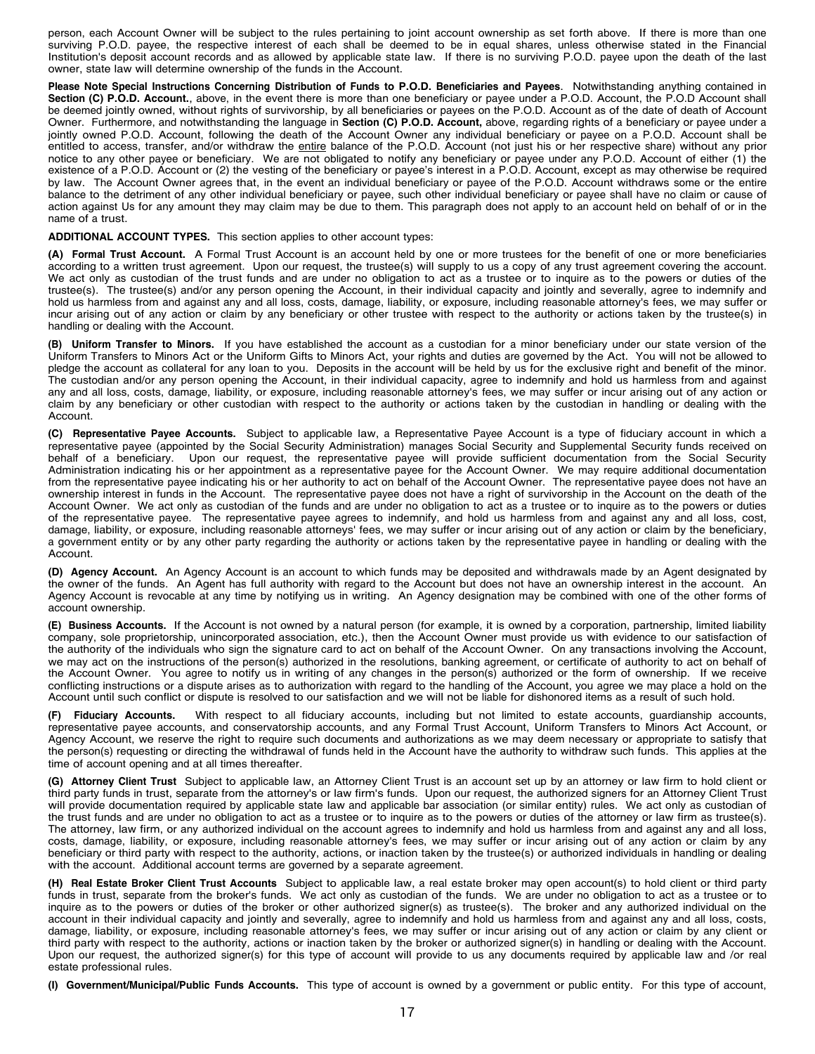person, each Account Owner will be subject to the rules pertaining to joint account ownership as set forth above. If there is more than one surviving P.O.D. payee, the respective interest of each shall be deemed to be in equal shares, unless otherwise stated in the Financial Institution's deposit account records and as allowed by applicable state law. If there is no surviving P.O.D. payee upon the death of the last owner, state law will determine ownership of the funds in the Account.

**Please Note Special Instructions Concerning Distribution of Funds to P.O.D. Beneficiaries and Payees**. Notwithstanding anything contained in **Section (C) P.O.D. Account.**, above, in the event there is more than one beneficiary or payee under a P.O.D. Account, the P.O.D Account shall be deemed jointly owned, without rights of survivorship, by all beneficiaries or payees on the P.O.D. Account as of the date of death of Account Owner. Furthermore, and notwithstanding the language in **Section (C) P.O.D. Account,** above, regarding rights of a beneficiary or payee under a jointly owned P.O.D. Account, following the death of the Account Owner any individual beneficiary or payee on a P.O.D. Account shall be entitled to access, transfer, and/or withdraw the entire balance of the P.O.D. Account (not just his or her respective share) without any prior notice to any other payee or beneficiary. We are not obligated to notify any beneficiary or payee under any P.O.D. Account of either (1) the existence of a P.O.D. Account or (2) the vesting of the beneficiary or payee's interest in a P.O.D. Account, except as may otherwise be required by law. The Account Owner agrees that, in the event an individual beneficiary or payee of the P.O.D. Account withdraws some or the entire balance to the detriment of any other individual beneficiary or payee, such other individual beneficiary or payee shall have no claim or cause of action against Us for any amount they may claim may be due to them. This paragraph does not apply to an account held on behalf of or in the name of a trust.

**ADDITIONAL ACCOUNT TYPES.** This section applies to other account types:

**(A) Formal Trust Account.** A Formal Trust Account is an account held by one or more trustees for the benefit of one or more beneficiaries according to a written trust agreement. Upon our request, the trustee(s) will supply to us a copy of any trust agreement covering the account. We act only as custodian of the trust funds and are under no obligation to act as a trustee or to inquire as to the powers or duties of the trustee(s). The trustee(s) and/or any person opening the Account, in their individual capacity and jointly and severally, agree to indemnify and hold us harmless from and against any and all loss, costs, damage, liability, or exposure, including reasonable attorney's fees, we may suffer or incur arising out of any action or claim by any beneficiary or other trustee with respect to the authority or actions taken by the trustee(s) in handling or dealing with the Account.

**(B) Uniform Transfer to Minors.** If you have established the account as a custodian for a minor beneficiary under our state version of the Uniform Transfers to Minors Act or the Uniform Gifts to Minors Act, your rights and duties are governed by the Act. You will not be allowed to pledge the account as collateral for any loan to you. Deposits in the account will be held by us for the exclusive right and benefit of the minor. The custodian and/or any person opening the Account, in their individual capacity, agree to indemnify and hold us harmless from and against any and all loss, costs, damage, liability, or exposure, including reasonable attorney's fees, we may suffer or incur arising out of any action or claim by any beneficiary or other custodian with respect to the authority or actions taken by the custodian in handling or dealing with the Account.

**(C) Representative Payee Accounts.** Subject to applicable law, a Representative Payee Account is a type of fiduciary account in which a representative payee (appointed by the Social Security Administration) manages Social Security and Supplemental Security funds received on behalf of a beneficiary. Upon our request, the representative payee will provide sufficient documentation from the Social Security Administration indicating his or her appointment as a representative payee for the Account Owner. We may require additional documentation from the representative payee indicating his or her authority to act on behalf of the Account Owner. The representative payee does not have an ownership interest in funds in the Account. The representative payee does not have a right of survivorship in the Account on the death of the Account Owner. We act only as custodian of the funds and are under no obligation to act as a trustee or to inquire as to the powers or duties of the representative payee. The representative payee agrees to indemnify, and hold us harmless from and against any and all loss, cost, damage, liability, or exposure, including reasonable attorneys' fees, we may suffer or incur arising out of any action or claim by the beneficiary, a government entity or by any other party regarding the authority or actions taken by the representative payee in handling or dealing with the Account.

**(D) Agency Account.** An Agency Account is an account to which funds may be deposited and withdrawals made by an Agent designated by the owner of the funds. An Agent has full authority with regard to the Account but does not have an ownership interest in the account. An Agency Account is revocable at any time by notifying us in writing. An Agency designation may be combined with one of the other forms of account ownership.

**(E) Business Accounts.** If the Account is not owned by a natural person (for example, it is owned by a corporation, partnership, limited liability company, sole proprietorship, unincorporated association, etc.), then the Account Owner must provide us with evidence to our satisfaction of the authority of the individuals who sign the signature card to act on behalf of the Account Owner. On any transactions involving the Account, we may act on the instructions of the person(s) authorized in the resolutions, banking agreement, or certificate of authority to act on behalf of the Account Owner. You agree to notify us in writing of any changes in the person(s) authorized or the form of ownership. If we receive conflicting instructions or a dispute arises as to authorization with regard to the handling of the Account, you agree we may place a hold on the Account until such conflict or dispute is resolved to our satisfaction and we will not be liable for dishonored items as a result of such hold.

**(F) Fiduciary Accounts.** With respect to all fiduciary accounts, including but not limited to estate accounts, guardianship accounts, representative payee accounts, and conservatorship accounts, and any Formal Trust Account, Uniform Transfers to Minors Act Account, or Agency Account, we reserve the right to require such documents and authorizations as we may deem necessary or appropriate to satisfy that the person(s) requesting or directing the withdrawal of funds held in the Account have the authority to withdraw such funds. This applies at the time of account opening and at all times thereafter.

**(G) Attorney Client Trust** Subject to applicable law, an Attorney Client Trust is an account set up by an attorney or law firm to hold client or third party funds in trust, separate from the attorney's or law firm's funds. Upon our request, the authorized signers for an Attorney Client Trust will provide documentation required by applicable state law and applicable bar association (or similar entity) rules. We act only as custodian of the trust funds and are under no obligation to act as a trustee or to inquire as to the powers or duties of the attorney or law firm as trustee(s). The attorney, law firm, or any authorized individual on the account agrees to indemnify and hold us harmless from and against any and all loss, costs, damage, liability, or exposure, including reasonable attorney's fees, we may suffer or incur arising out of any action or claim by any beneficiary or third party with respect to the authority, actions, or inaction taken by the trustee(s) or authorized individuals in handling or dealing with the account. Additional account terms are governed by a separate agreement.

**(H) Real Estate Broker Client Trust Accounts** Subject to applicable law, a real estate broker may open account(s) to hold client or third party funds in trust, separate from the broker's funds. We act only as custodian of the funds. We are under no obligation to act as a trustee or to inquire as to the powers or duties of the broker or other authorized signer(s) as trustee(s). The broker and any authorized individual on the account in their individual capacity and jointly and severally, agree to indemnify and hold us harmless from and against any and all loss, costs, damage, liability, or exposure, including reasonable attorney's fees, we may suffer or incur arising out of any action or claim by any client or third party with respect to the authority, actions or inaction taken by the broker or authorized signer(s) in handling or dealing with the Account. Upon our request, the authorized signer(s) for this type of account will provide to us any documents required by applicable law and /or real estate professional rules.

**(I) Government/Municipal/Public Funds Accounts.** This type of account is owned by a government or public entity. For this type of account,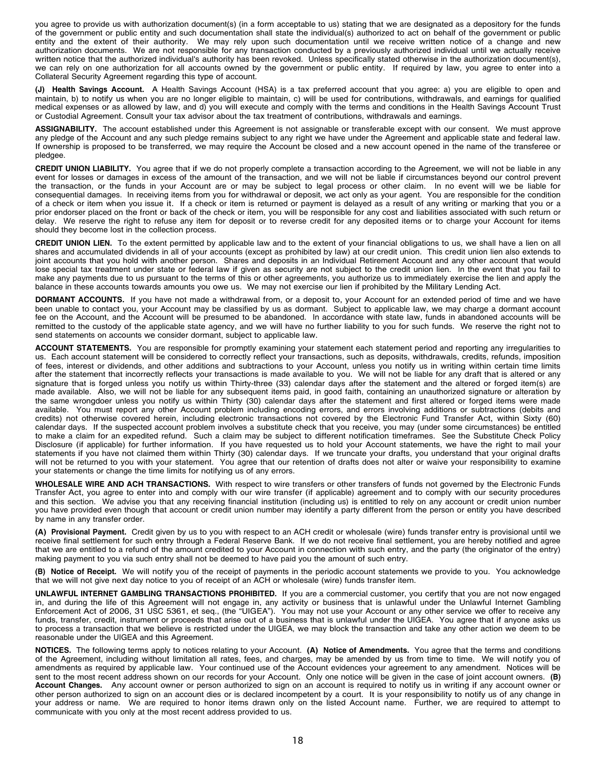you agree to provide us with authorization document(s) (in a form acceptable to us) stating that we are designated as a depository for the funds of the government or public entity and such documentation shall state the individual(s) authorized to act on behalf of the government or public entity and the extent of their authority. We may rely upon such documentation until we receive written notice of a change and new authorization documents. We are not responsible for any transaction conducted by a previously authorized individual until we actually receive written notice that the authorized individual's authority has been revoked. Unless specifically stated otherwise in the authorization document(s), we can rely on one authorization for all accounts owned by the government or public entity. If required by law, you agree to enter into a Collateral Security Agreement regarding this type of account.

**(J) Health Savings Account.** A Health Savings Account (HSA) is a tax preferred account that you agree: a) you are eligible to open and maintain, b) to notify us when you are no longer eligible to maintain, c) will be used for contributions, withdrawals, and earnings for qualified medical expenses or as allowed by law, and d) you will execute and comply with the terms and conditions in the Health Savings Account Trust or Custodial Agreement. Consult your tax advisor about the tax treatment of contributions, withdrawals and earnings.

**ASSIGNABILITY.** The account established under this Agreement is not assignable or transferable except with our consent. We must approve any pledge of the Account and any such pledge remains subject to any right we have under the Agreement and applicable state and federal law. If ownership is proposed to be transferred, we may require the Account be closed and a new account opened in the name of the transferee or pledgee.

**CREDIT UNION LIABILITY.** You agree that if we do not properly complete a transaction according to the Agreement, we will not be liable in any event for losses or damages in excess of the amount of the transaction, and we will not be liable if circumstances beyond our control prevent the transaction, or the funds in your Account are or may be subject to legal process or other claim. In no event will we be liable for consequential damages. In receiving items from you for withdrawal or deposit, we act only as your agent. You are responsible for the condition of a check or item when you issue it. If a check or item is returned or payment is delayed as a result of any writing or marking that you or a prior endorser placed on the front or back of the check or item, you will be responsible for any cost and liabilities associated with such return or delay. We reserve the right to refuse any item for deposit or to reverse credit for any deposited items or to charge your Account for items should they become lost in the collection process.

**CREDIT UNION LIEN.** To the extent permitted by applicable law and to the extent of your financial obligations to us, we shall have a lien on all shares and accumulated dividends in all of your accounts (except as prohibited by law) at our credit union. This credit union lien also extends to joint accounts that you hold with another person. Shares and deposits in an Individual Retirement Account and any other account that would lose special tax treatment under state or federal law if given as security are not subject to the credit union lien. In the event that you fail to make any payments due to us pursuant to the terms of this or other agreements, you authorize us to immediately exercise the lien and apply the balance in these accounts towards amounts you owe us. We may not exercise our lien if prohibited by the Military Lending Act.

**DORMANT ACCOUNTS.** If you have not made a withdrawal from, or a deposit to, your Account for an extended period of time and we have been unable to contact you, your Account may be classified by us as dormant. Subject to applicable law, we may charge a dormant account fee on the Account, and the Account will be presumed to be abandoned. In accordance with state law, funds in abandoned accounts will be remitted to the custody of the applicable state agency, and we will have no further liability to you for such funds. We reserve the right not to send statements on accounts we consider dormant, subject to applicable law.

**ACCOUNT STATEMENTS.** You are responsible for promptly examining your statement each statement period and reporting any irregularities to us. Each account statement will be considered to correctly reflect your transactions, such as deposits, withdrawals, credits, refunds, imposition of fees, interest or dividends, and other additions and subtractions to your Account, unless you notify us in writing within certain time limits after the statement that incorrectly reflects your transactions is made available to you. We will not be liable for any draft that is altered or any signature that is forged unless you notify us within Thirty-three (33) calendar days after the statement and the altered or forged item(s) are made available. Also, we will not be liable for any subsequent items paid, in good faith, containing an unauthorized signature or alteration by the same wrongdoer unless you notify us within Thirty (30) calendar days after the statement and first altered or forged items were made available. You must report any other Account problem including encoding errors, and errors involving additions or subtractions (debits and credits) not otherwise covered herein, including electronic transactions not covered by the Electronic Fund Transfer Act, within Sixty (60) calendar days. If the suspected account problem involves a substitute check that you receive, you may (under some circumstances) be entitled to make a claim for an expedited refund. Such a claim may be subject to different notification timeframes. See the Substitute Check Policy Disclosure (if applicable) for further information. If you have requested us to hold your Account statements, we have the right to mail your statements if you have not claimed them within Thirty (30) calendar days. If we truncate your drafts, you understand that your original drafts will not be returned to you with your statement. You agree that our retention of drafts does not alter or waive your responsibility to examine your statements or change the time limits for notifying us of any errors.

**WHOLESALE WIRE AND ACH TRANSACTIONS.** With respect to wire transfers or other transfers of funds not governed by the Electronic Funds Transfer Act, you agree to enter into and comply with our wire transfer (if applicable) agreement and to comply with our security procedures and this section. We advise you that any receiving financial institution (including us) is entitled to rely on any account or credit union number you have provided even though that account or credit union number may identify a party different from the person or entity you have described by name in any transfer order.

**(A) Provisional Payment.** Credit given by us to you with respect to an ACH credit or wholesale (wire) funds transfer entry is provisional until we receive final settlement for such entry through a Federal Reserve Bank. If we do not receive final settlement, you are hereby notified and agree that we are entitled to a refund of the amount credited to your Account in connection with such entry, and the party (the originator of the entry) making payment to you via such entry shall not be deemed to have paid you the amount of such entry.

**(B) Notice of Receipt.** We will notify you of the receipt of payments in the periodic account statements we provide to you. You acknowledge that we will not give next day notice to you of receipt of an ACH or wholesale (wire) funds transfer item.

**UNLAWFUL INTERNET GAMBLING TRANSACTIONS PROHIBITED.** If you are a commercial customer, you certify that you are not now engaged in, and during the life of this Agreement will not engage in, any activity or business that is unlawful under the Unlawful Internet Gambling Enforcement Act of 2006, 31 USC 5361, et seq., (the "UIGEA"). You may not use your Account or any other service we offer to receive any funds, transfer, credit, instrument or proceeds that arise out of a business that is unlawful under the UIGEA. You agree that if anyone asks us to process a transaction that we believe is restricted under the UIGEA, we may block the transaction and take any other action we deem to be reasonable under the UIGEA and this Agreement.

**NOTICES.** The following terms apply to notices relating to your Account. **(A) Notice of Amendments.** You agree that the terms and conditions of the Agreement, including without limitation all rates, fees, and charges, may be amended by us from time to time. We will notify you of amendments as required by applicable law. Your continued use of the Account evidences your agreement to any amendment. Notices will be sent to the most recent address shown on our records for your Account. Only one notice will be given in the case of joint account owners. **(B) Account Changes.** Any account owner or person authorized to sign on an account is required to notify us in writing if any account owner or other person authorized to sign on an account dies or is declared incompetent by a court. It is your responsibility to notify us of any change in your address or name. We are required to honor items drawn only on the listed Account name. Further, we are required to attempt to communicate with you only at the most recent address provided to us.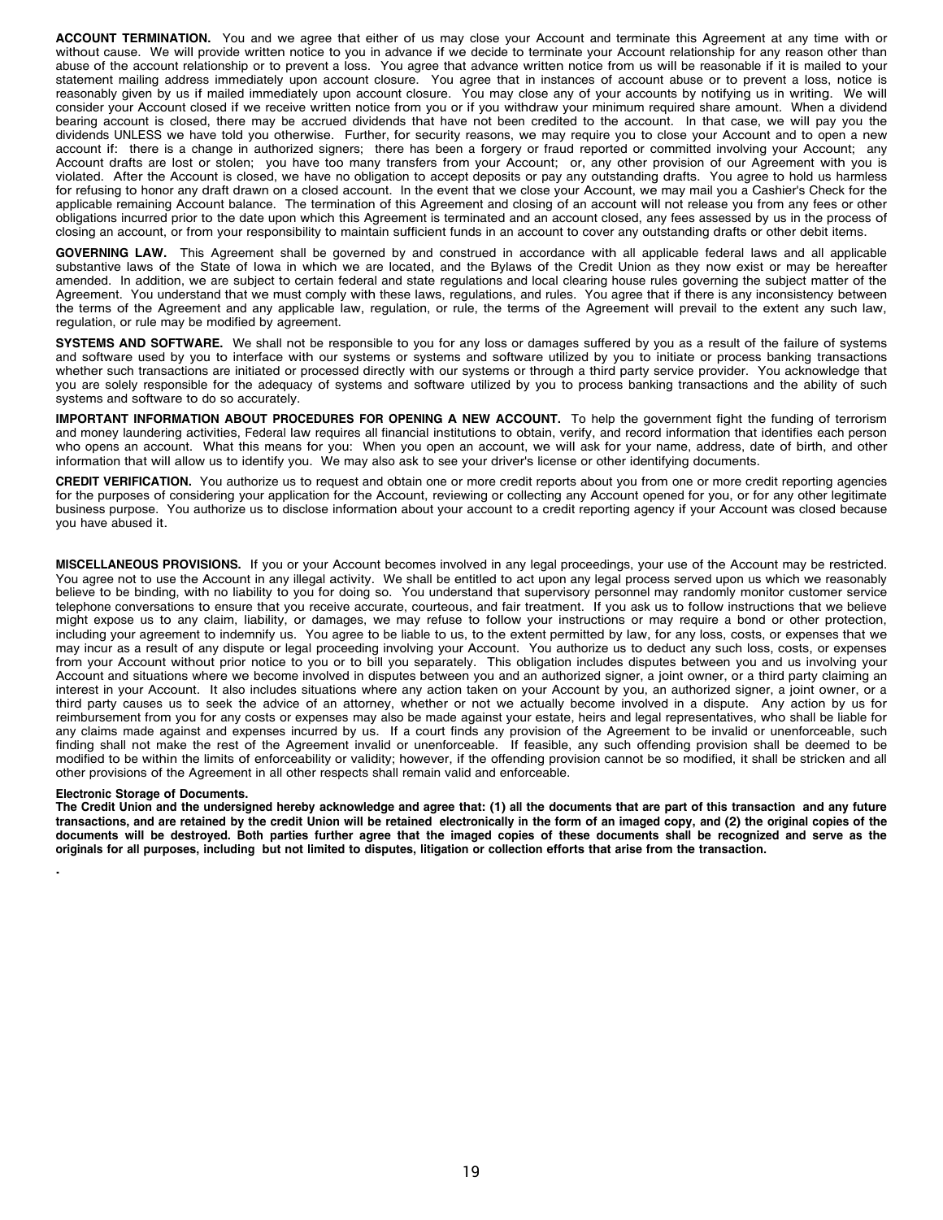**ACCOUNT TERMINATION.** You and we agree that either of us may close your Account and terminate this Agreement at any time with or without cause. We will provide written notice to you in advance if we decide to terminate your Account relationship for any reason other than abuse of the account relationship or to prevent a loss. You agree that advance written notice from us will be reasonable if it is mailed to your statement mailing address immediately upon account closure. You agree that in instances of account abuse or to prevent a loss, notice is reasonably given by us if mailed immediately upon account closure. You may close any of your accounts by notifying us in writing. We will consider your Account closed if we receive written notice from you or if you withdraw your minimum required share amount. When a dividend bearing account is closed, there may be accrued dividends that have not been credited to the account. In that case, we will pay you the dividends UNLESS we have told you otherwise. Further, for security reasons, we may require you to close your Account and to open a new account if: there is a change in authorized signers; there has been a forgery or fraud reported or committed involving your Account; any Account drafts are lost or stolen; you have too many transfers from your Account; or, any other provision of our Agreement with you is violated. After the Account is closed, we have no obligation to accept deposits or pay any outstanding drafts. You agree to hold us harmless for refusing to honor any draft drawn on a closed account. In the event that we close your Account, we may mail you a Cashier's Check for the applicable remaining Account balance. The termination of this Agreement and closing of an account will not release you from any fees or other obligations incurred prior to the date upon which this Agreement is terminated and an account closed, any fees assessed by us in the process of closing an account, or from your responsibility to maintain sufficient funds in an account to cover any outstanding drafts or other debit items.

**GOVERNING LAW.** This Agreement shall be governed by and construed in accordance with all applicable federal laws and all applicable substantive laws of the State of Iowa in which we are located, and the Bylaws of the Credit Union as they now exist or may be hereafter amended. In addition, we are subject to certain federal and state regulations and local clearing house rules governing the subject matter of the Agreement. You understand that we must comply with these laws, regulations, and rules. You agree that if there is any inconsistency between the terms of the Agreement and any applicable law, regulation, or rule, the terms of the Agreement will prevail to the extent any such law, regulation, or rule may be modified by agreement.

**SYSTEMS AND SOFTWARE.** We shall not be responsible to you for any loss or damages suffered by you as a result of the failure of systems and software used by you to interface with our systems or systems and software utilized by you to initiate or process banking transactions whether such transactions are initiated or processed directly with our systems or through a third party service provider. You acknowledge that you are solely responsible for the adequacy of systems and software utilized by you to process banking transactions and the ability of such systems and software to do so accurately.

**IMPORTANT INFORMATION ABOUT PROCEDURES FOR OPENING A NEW ACCOUNT.** To help the government fight the funding of terrorism and money laundering activities, Federal law requires all financial institutions to obtain, verify, and record information that identifies each person who opens an account. What this means for you: When you open an account, we will ask for your name, address, date of birth, and other information that will allow us to identify you. We may also ask to see your driver's license or other identifying documents.

**CREDIT VERIFICATION.** You authorize us to request and obtain one or more credit reports about you from one or more credit reporting agencies for the purposes of considering your application for the Account, reviewing or collecting any Account opened for you, or for any other legitimate business purpose. You authorize us to disclose information about your account to a credit reporting agency if your Account was closed because you have abused it.

**MISCELLANEOUS PROVISIONS.** If you or your Account becomes involved in any legal proceedings, your use of the Account may be restricted. You agree not to use the Account in any illegal activity. We shall be entitled to act upon any legal process served upon us which we reasonably believe to be binding, with no liability to you for doing so. You understand that supervisory personnel may randomly monitor customer service telephone conversations to ensure that you receive accurate, courteous, and fair treatment. If you ask us to follow instructions that we believe might expose us to any claim, liability, or damages, we may refuse to follow your instructions or may require a bond or other protection, including your agreement to indemnify us. You agree to be liable to us, to the extent permitted by law, for any loss, costs, or expenses that we may incur as a result of any dispute or legal proceeding involving your Account. You authorize us to deduct any such loss, costs, or expenses from your Account without prior notice to you or to bill you separately. This obligation includes disputes between you and us involving your Account and situations where we become involved in disputes between you and an authorized signer, a joint owner, or a third party claiming an interest in your Account. It also includes situations where any action taken on your Account by you, an authorized signer, a joint owner, or a third party causes us to seek the advice of an attorney, whether or not we actually become involved in a dispute. Any action by us for reimbursement from you for any costs or expenses may also be made against your estate, heirs and legal representatives, who shall be liable for any claims made against and expenses incurred by us. If a court finds any provision of the Agreement to be invalid or unenforceable, such finding shall not make the rest of the Agreement invalid or unenforceable. If feasible, any such offending provision shall be deemed to be modified to be within the limits of enforceability or validity; however, if the offending provision cannot be so modified, it shall be stricken and all other provisions of the Agreement in all other respects shall remain valid and enforceable.

**Electronic Storage of Documents.**

**The Credit Union and the undersigned hereby acknowledge and agree that: (1) all the documents that are part of this transaction and any future transactions, and are retained by the credit Union will be retained electronically in the form of an imaged copy, and (2) the original copies of the documents will be destroyed. Both parties further agree that the imaged copies of these documents shall be recognized and serve as the originals for all purposes, including but not limited to disputes, litigation or collection efforts that arise from the transaction.**

.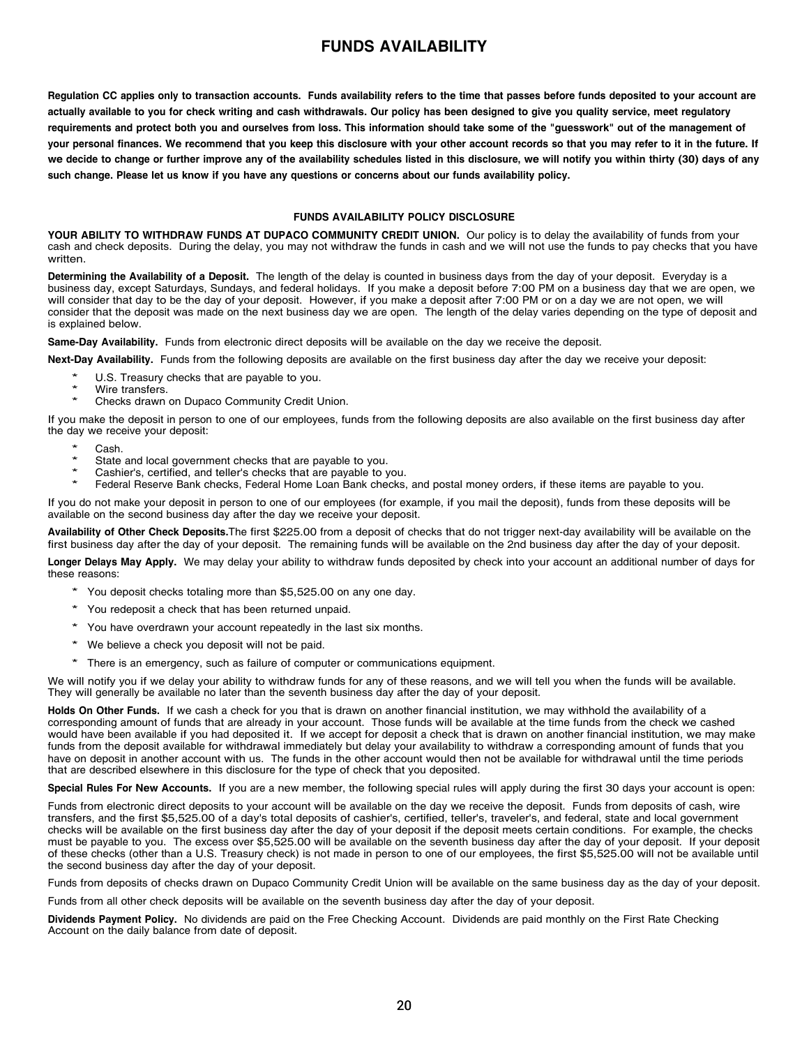# FUNDS AVAILABILITY

**Regulation CC applies only to transaction accounts. Funds availability refers to the time that passes before funds deposited to your account are actually available to you for check writing and cash withdrawals. Our policy has been designed to give you quality service, meet regulatory requirements and protect both you and ourselves from loss. This information should take some of the "guesswork" out of the management of your personal finances. We recommend that you keep this disclosure with your other account records so that you may refer to it in the future. If we decide to change or further improve any of the availability schedules listed in this disclosure, we will notify you within thirty (30) days of any such change. Please let us know if you have any questions or concerns about our funds availability policy.**

## FUNDS AVAILABILITY POLICY DISCLOSURE

**YOUR ABILITY TO WITHDRAW FUNDS AT DUPACO COMMUNITY CREDIT UNION.** Our policy is to delay the availability of funds from your cash and check deposits. During the delay, you may not withdraw the funds in cash and we will not use the funds to pay checks that you have written.

**Determining the Availability of a Deposit.** The length of the delay is counted in business days from the day of your deposit. Everyday is a business day, except Saturdays, Sundays, and federal holidays. If you make a deposit before 7:00 PM on a business day that we are open, we will consider that day to be the day of your deposit. However, if you make a deposit after 7:00 PM or on a day we are not open, we will consider that the deposit was made on the next business day we are open. The length of the delay varies depending on the type of deposit and is explained below.

**Same-Day Availability.** Funds from electronic direct deposits will be available on the day we receive the deposit.

**Next-Day Availability.** Funds from the following deposits are available on the first business day after the day we receive your deposit:

* U.S. Treasury checks that are payable to you.
* Wire transfers.
* Checks drawn on Dupaco Community Credit Union.

If you make the deposit in person to one of our employees, funds from the following deposits are also available on the first business day after the day we receive your deposit:

* Cash.
* State and local government checks that are payable to you.
* Cashier's, certified, and teller's checks that are payable to you.
* Federal Reserve Bank checks, Federal Home Loan Bank checks, and postal money orders, if these items are payable to you.

If you do not make your deposit in person to one of our employees (for example, if you mail the deposit), funds from these deposits will be available on the second business day after the day we receive your deposit.

**Availability of Other Check Deposits.**The first $225.00 from a deposit of checks that do not trigger next-day availability will be available on the first business day after the day of your deposit. The remaining funds will be available on the 2nd business day after the day of your deposit.

**Longer Delays May Apply.** We may delay your ability to withdraw funds deposited by check into your account an additional number of days for these reasons:

* You deposit checks totaling more than $5,525.00 on any one day.
* You redeposit a check that has been returned unpaid.
* You have overdrawn your account repeatedly in the last six months.
* We believe a check you deposit will not be paid.
* There is an emergency, such as failure of computer or communications equipment.

We will notify you if we delay your ability to withdraw funds for any of these reasons, and we will tell you when the funds will be available. They will generally be available no later than the seventh business day after the day of your deposit.

**Holds On Other Funds.** If we cash a check for you that is drawn on another financial institution, we may withhold the availability of a corresponding amount of funds that are already in your account. Those funds will be available at the time funds from the check we cashed would have been available if you had deposited it. If we accept for deposit a check that is drawn on another financial institution, we may make funds from the deposit available for withdrawal immediately but delay your availability to withdraw a corresponding amount of funds that you have on deposit in another account with us. The funds in the other account would then not be available for withdrawal until the time periods that are described elsewhere in this disclosure for the type of check that you deposited.

**Special Rules For New Accounts.** If you are a new member, the following special rules will apply during the first 30 days your account is open:

Funds from electronic direct deposits to your account will be available on the day we receive the deposit. Funds from deposits of cash, wire transfers, and the first $5,525.00 of a day's total deposits of cashier's, certified, teller's, traveler's, and federal, state and local government checks will be available on the first business day after the day of your deposit if the deposit meets certain conditions. For example, the checks must be payable to you. The excess over $5,525.00 will be available on the seventh business day after the day of your deposit. If your deposit of these checks (other than a U.S. Treasury check) is not made in person to one of our employees, the first $5,525.00 will not be available until the second business day after the day of your deposit.

Funds from deposits of checks drawn on Dupaco Community Credit Union will be available on the same business day as the day of your deposit.

Funds from all other check deposits will be available on the seventh business day after the day of your deposit.

**Dividends Payment Policy.** No dividends are paid on the Free Checking Account. Dividends are paid monthly on the First Rate Checking Account on the daily balance from date of deposit.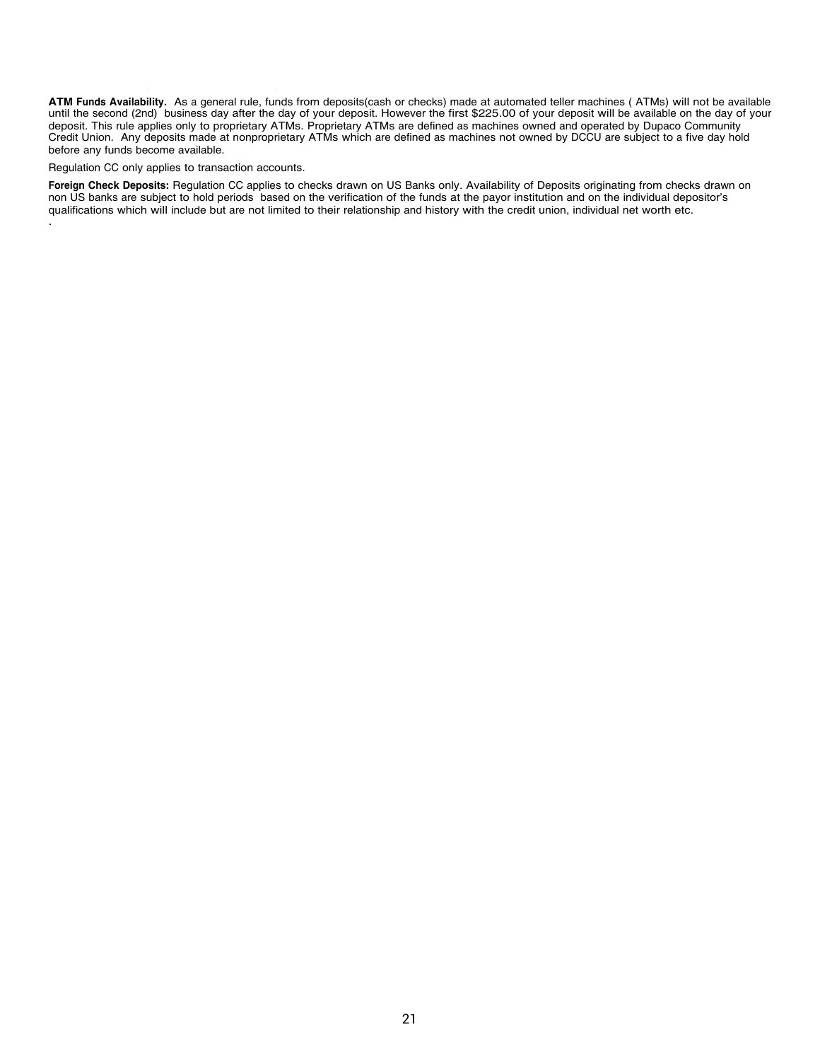**ATM Funds Availability.** As a general rule, funds from deposits(cash or checks) made at automated teller machines ( ATMs) will not be available until the second (2nd) business day after the day of your deposit. However the first $225.00 of your deposit will be available on the day of your deposit. This rule applies only to proprietary ATMs. Proprietary ATMs are defined as machines owned and operated by Dupaco Community Credit Union. Any deposits made at nonproprietary ATMs which are defined as machines not owned by DCCU are subject to a five day hold before any funds become available.

Regulation CC only applies to transaction accounts.

**Foreign Check Deposits:** Regulation CC applies to checks drawn on US Banks only. Availability of Deposits originating from checks drawn on non US banks are subject to hold periods based on the verification of the funds at the payor institution and on the individual depositor's qualifications which will include but are not limited to their relationship and history with the credit union, individual net worth etc.

.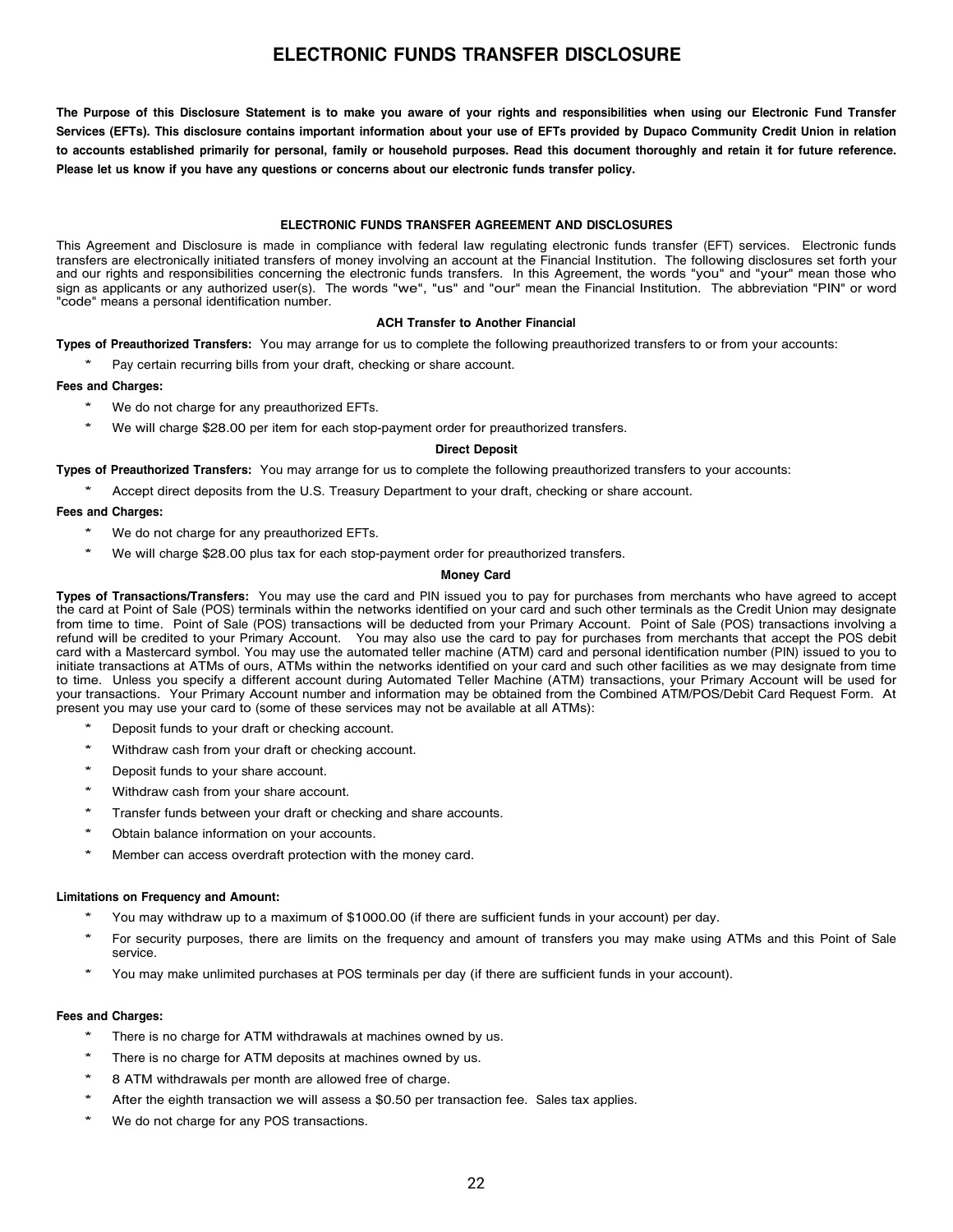# ELECTRONIC FUNDS TRANSFER DISCLOSURE

**The Purpose of this Disclosure Statement is to make you aware of your rights and responsibilities when using our Electronic Fund Transfer Services (EFTs). This disclosure contains important information about your use of EFTs provided by Dupaco Community Credit Union in relation to accounts established primarily for personal, family or household purposes. Read this document thoroughly and retain it for future reference. Please let us know if you have any questions or concerns about our electronic funds transfer policy.**

## ELECTRONIC FUNDS TRANSFER AGREEMENT AND DISCLOSURES

This Agreement and Disclosure is made in compliance with federal law regulating electronic funds transfer (EFT) services. Electronic funds transfers are electronically initiated transfers of money involving an account at the Financial Institution. The following disclosures set forth your and our rights and responsibilities concerning the electronic funds transfers. In this Agreement, the words "you" and "your" mean those who sign as applicants or any authorized user(s). The words "we", "us" and "our" mean the Financial Institution. The abbreviation "PIN" or word "code" means a personal identification number.

### ACH Transfer to Another Financial

**Types of Preauthorized Transfers:** You may arrange for us to complete the following preauthorized transfers to or from your accounts:

* Pay certain recurring bills from your draft, checking or share account.

**Fees and Charges:**

* We do not charge for any preauthorized EFTs.
* We will charge $28.00 per item for each stop-payment order for preauthorized transfers.

### Direct Deposit

**Types of Preauthorized Transfers:** You may arrange for us to complete the following preauthorized transfers to your accounts:

* Accept direct deposits from the U.S. Treasury Department to your draft, checking or share account.

**Fees and Charges:**

* We do not charge for any preauthorized EFTs.
* We will charge $28.00 plus tax for each stop-payment order for preauthorized transfers.

### Money Card

**Types of Transactions/Transfers:** You may use the card and PIN issued you to pay for purchases from merchants who have agreed to accept the card at Point of Sale (POS) terminals within the networks identified on your card and such other terminals as the Credit Union may designate from time to time. Point of Sale (POS) transactions will be deducted from your Primary Account. Point of Sale (POS) transactions involving a refund will be credited to your Primary Account. You may also use the card to pay for purchases from merchants that accept the POS debit card with a Mastercard symbol. You may use the automated teller machine (ATM) card and personal identification number (PIN) issued to you to initiate transactions at ATMs of ours, ATMs within the networks identified on your card and such other facilities as we may designate from time to time. Unless you specify a different account during Automated Teller Machine (ATM) transactions, your Primary Account will be used for your transactions. Your Primary Account number and information may be obtained from the Combined ATM/POS/Debit Card Request Form. At present you may use your card to (some of these services may not be available at all ATMs):

* Deposit funds to your draft or checking account.
* Withdraw cash from your draft or checking account.
* Deposit funds to your share account.
* Withdraw cash from your share account.
* Transfer funds between your draft or checking and share accounts.
* Obtain balance information on your accounts.
* Member can access overdraft protection with the money card.

**Limitations on Frequency and Amount:**

* You may withdraw up to a maximum of $1000.00 (if there are sufficient funds in your account) per day.
* For security purposes, there are limits on the frequency and amount of transfers you may make using ATMs and this Point of Sale service.
* You may make unlimited purchases at POS terminals per day (if there are sufficient funds in your account).

**Fees and Charges:**

* There is no charge for ATM withdrawals at machines owned by us.
* There is no charge for ATM deposits at machines owned by us.
* 8 ATM withdrawals per month are allowed free of charge.
* After the eighth transaction we will assess a $0.50 per transaction fee. Sales tax applies.
* We do not charge for any POS transactions.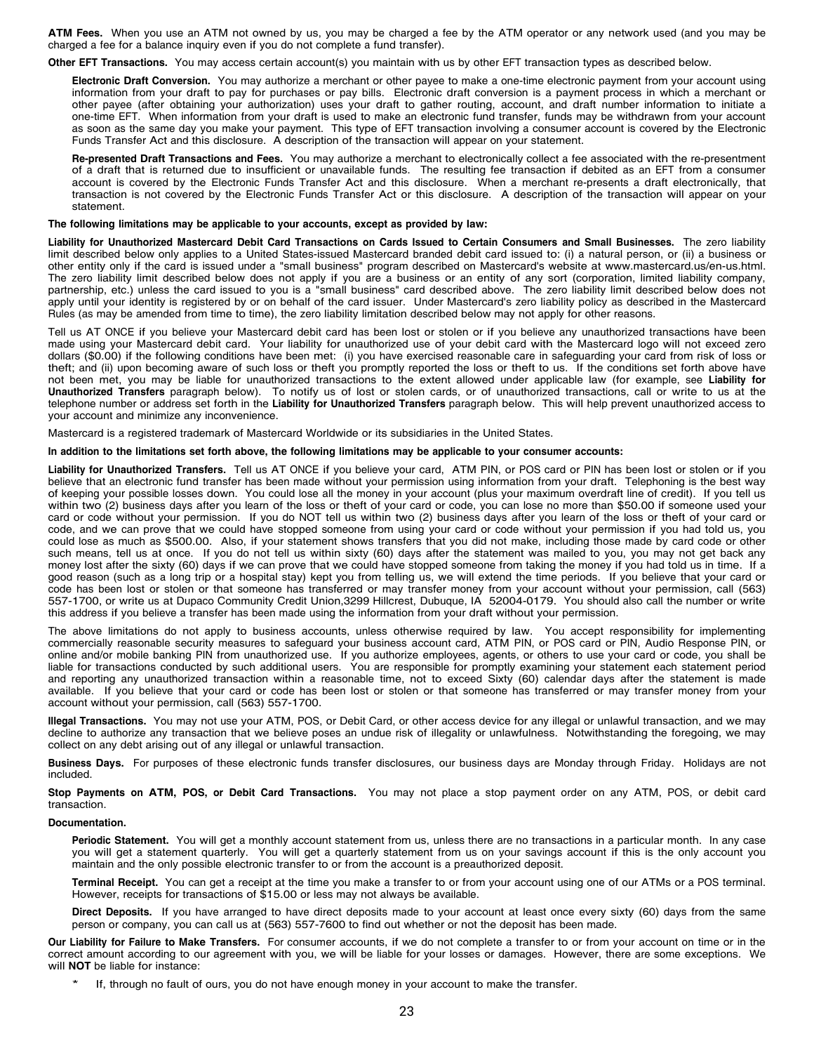**ATM Fees.** When you use an ATM not owned by us, you may be charged a fee by the ATM operator or any network used (and you may be charged a fee for a balance inquiry even if you do not complete a fund transfer).

**Other EFT Transactions.** You may access certain account(s) you maintain with us by other EFT transaction types as described below.

**Electronic Draft Conversion.** You may authorize a merchant or other payee to make a one-time electronic payment from your account using information from your draft to pay for purchases or pay bills. Electronic draft conversion is a payment process in which a merchant or other payee (after obtaining your authorization) uses your draft to gather routing, account, and draft number information to initiate a one-time EFT. When information from your draft is used to make an electronic fund transfer, funds may be withdrawn from your account as soon as the same day you make your payment. This type of EFT transaction involving a consumer account is covered by the Electronic Funds Transfer Act and this disclosure. A description of the transaction will appear on your statement.

**Re-presented Draft Transactions and Fees.** You may authorize a merchant to electronically collect a fee associated with the re-presentment of a draft that is returned due to insufficient or unavailable funds. The resulting fee transaction if debited as an EFT from a consumer account is covered by the Electronic Funds Transfer Act and this disclosure. When a merchant re-presents a draft electronically, that transaction is not covered by the Electronic Funds Transfer Act or this disclosure. A description of the transaction will appear on your statement.

**The following limitations may be applicable to your accounts, except as provided by law:**

**Liability for Unauthorized Mastercard Debit Card Transactions on Cards Issued to Certain Consumers and Small Businesses.** The zero liability limit described below only applies to a United States-issued Mastercard branded debit card issued to: (i) a natural person, or (ii) a business or other entity only if the card is issued under a "small business" program described on Mastercard's website at www.mastercard.us/en-us.html. The zero liability limit described below does not apply if you are a business or an entity of any sort (corporation, limited liability company, partnership, etc.) unless the card issued to you is a "small business" card described above. The zero liability limit described below does not apply until your identity is registered by or on behalf of the card issuer. Under Mastercard's zero liability policy as described in the Mastercard Rules (as may be amended from time to time), the zero liability limitation described below may not apply for other reasons.

Tell us AT ONCE if you believe your Mastercard debit card has been lost or stolen or if you believe any unauthorized transactions have been made using your Mastercard debit card. Your liability for unauthorized use of your debit card with the Mastercard logo will not exceed zero dollars ($0.00) if the following conditions have been met: (i) you have exercised reasonable care in safeguarding your card from risk of loss or theft; and (ii) upon becoming aware of such loss or theft you promptly reported the loss or theft to us. If the conditions set forth above have not been met, you may be liable for unauthorized transactions to the extent allowed under applicable law (for example, see **Liability for Unauthorized Transfers** paragraph below). To notify us of lost or stolen cards, or of unauthorized transactions, call or write to us at the telephone number or address set forth in the **Liability for Unauthorized Transfers** paragraph below. This will help prevent unauthorized access to your account and minimize any inconvenience.

Mastercard is a registered trademark of Mastercard Worldwide or its subsidiaries in the United States.

**In addition to the limitations set forth above, the following limitations may be applicable to your consumer accounts:**

**Liability for Unauthorized Transfers.** Tell us AT ONCE if you believe your card, ATM PIN, or POS card or PIN has been lost or stolen or if you believe that an electronic fund transfer has been made without your permission using information from your draft. Telephoning is the best way of keeping your possible losses down. You could lose all the money in your account (plus your maximum overdraft line of credit). If you tell us within two (2) business days after you learn of the loss or theft of your card or code, you can lose no more than $50.00 if someone used your card or code without your permission. If you do NOT tell us within two (2) business days after you learn of the loss or theft of your card or code, and we can prove that we could have stopped someone from using your card or code without your permission if you had told us, you could lose as much as $500.00. Also, if your statement shows transfers that you did not make, including those made by card code or other such means, tell us at once. If you do not tell us within sixty (60) days after the statement was mailed to you, you may not get back any money lost after the sixty (60) days if we can prove that we could have stopped someone from taking the money if you had told us in time. If a good reason (such as a long trip or a hospital stay) kept you from telling us, we will extend the time periods. If you believe that your card or code has been lost or stolen or that someone has transferred or may transfer money from your account without your permission, call (563) 557-1700, or write us at Dupaco Community Credit Union,3299 Hillcrest, Dubuque, IA 52004-0179. You should also call the number or write this address if you believe a transfer has been made using the information from your draft without your permission.

The above limitations do not apply to business accounts, unless otherwise required by law. You accept responsibility for implementing commercially reasonable security measures to safeguard your business account card, ATM PIN, or POS card or PIN, Audio Response PIN, or online and/or mobile banking PIN from unauthorized use. If you authorize employees, agents, or others to use your card or code, you shall be liable for transactions conducted by such additional users. You are responsible for promptly examining your statement each statement period and reporting any unauthorized transaction within a reasonable time, not to exceed Sixty (60) calendar days after the statement is made available. If you believe that your card or code has been lost or stolen or that someone has transferred or may transfer money from your account without your permission, call (563) 557-1700.

**Illegal Transactions.** You may not use your ATM, POS, or Debit Card, or other access device for any illegal or unlawful transaction, and we may decline to authorize any transaction that we believe poses an undue risk of illegality or unlawfulness. Notwithstanding the foregoing, we may collect on any debt arising out of any illegal or unlawful transaction.

**Business Days.** For purposes of these electronic funds transfer disclosures, our business days are Monday through Friday. Holidays are not included.

**Stop Payments on ATM, POS, or Debit Card Transactions.** You may not place a stop payment order on any ATM, POS, or debit card transaction.

**Documentation.**

**Periodic Statement.** You will get a monthly account statement from us, unless there are no transactions in a particular month. In any case you will get a statement quarterly. You will get a quarterly statement from us on your savings account if this is the only account you maintain and the only possible electronic transfer to or from the account is a preauthorized deposit.

**Terminal Receipt.** You can get a receipt at the time you make a transfer to or from your account using one of our ATMs or a POS terminal. However, receipts for transactions of $15.00 or less may not always be available.

**Direct Deposits.** If you have arranged to have direct deposits made to your account at least once every sixty (60) days from the same person or company, you can call us at (563) 557-7600 to find out whether or not the deposit has been made.

**Our Liability for Failure to Make Transfers.** For consumer accounts, if we do not complete a transfer to or from your account on time or in the correct amount according to our agreement with you, we will be liable for your losses or damages. However, there are some exceptions. We will **NOT** be liable for instance:

- If, through no fault of ours, you do not have enough money in your account to make the transfer.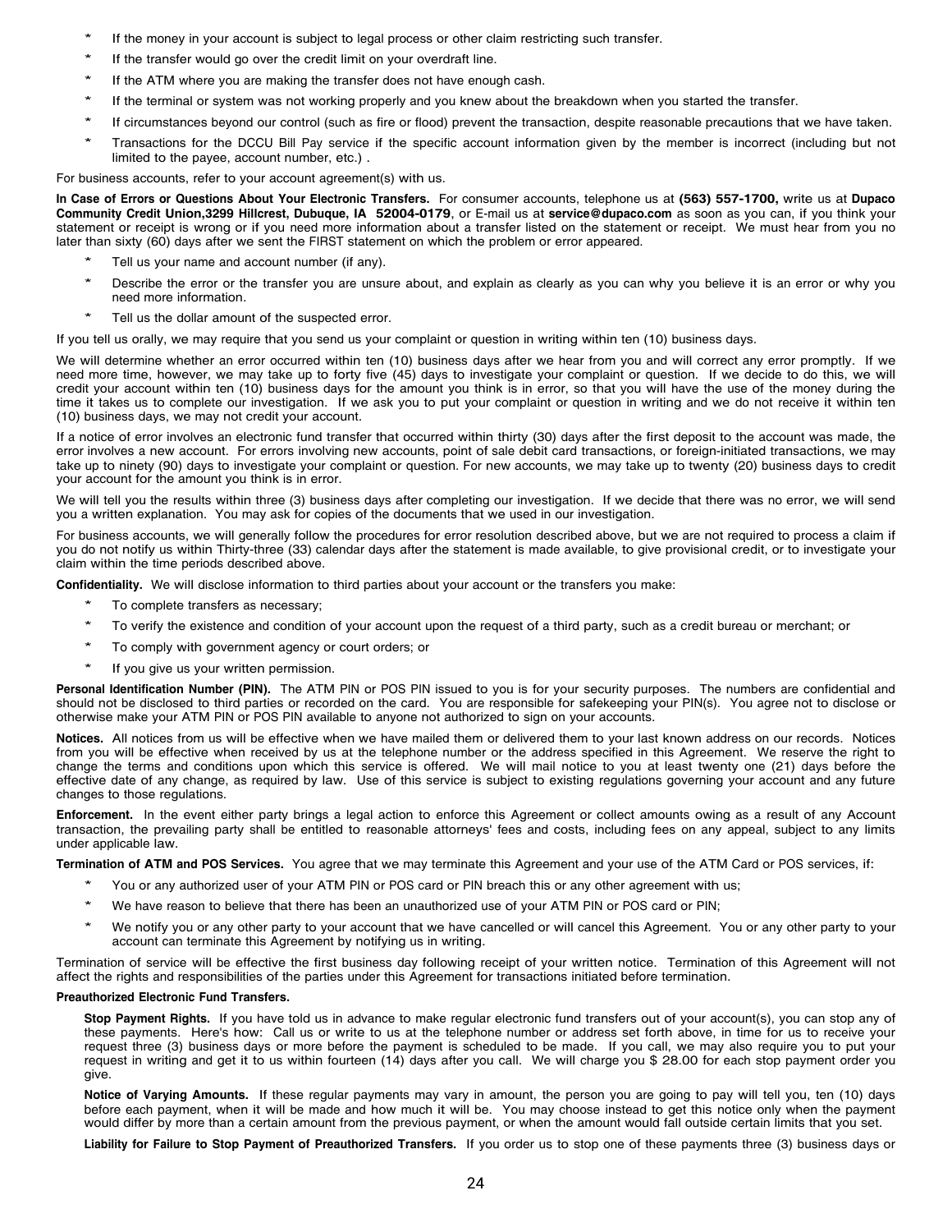* If the money in your account is subject to legal process or other claim restricting such transfer.
* If the transfer would go over the credit limit on your overdraft line.
* If the ATM where you are making the transfer does not have enough cash.
* If the terminal or system was not working properly and you knew about the breakdown when you started the transfer.
* If circumstances beyond our control (such as fire or flood) prevent the transaction, despite reasonable precautions that we have taken.
* Transactions for the DCCU Bill Pay service if the specific account information given by the member is incorrect (including but not limited to the payee, account number, etc.) .

For business accounts, refer to your account agreement(s) with us.

**In Case of Errors or Questions About Your Electronic Transfers.** For consumer accounts, telephone us at **(563) 557-1700,** write us at **Dupaco Community Credit Union,3299 Hillcrest, Dubuque, IA 52004-0179**, or E-mail us at **service@dupaco.com** as soon as you can, if you think your statement or receipt is wrong or if you need more information about a transfer listed on the statement or receipt. We must hear from you no later than sixty (60) days after we sent the FIRST statement on which the problem or error appeared.

* Tell us your name and account number (if any).
* Describe the error or the transfer you are unsure about, and explain as clearly as you can why you believe it is an error or why you need more information.
* Tell us the dollar amount of the suspected error.

If you tell us orally, we may require that you send us your complaint or question in writing within ten (10) business days.

We will determine whether an error occurred within ten (10) business days after we hear from you and will correct any error promptly. If we need more time, however, we may take up to forty five (45) days to investigate your complaint or question. If we decide to do this, we will credit your account within ten (10) business days for the amount you think is in error, so that you will have the use of the money during the time it takes us to complete our investigation. If we ask you to put your complaint or question in writing and we do not receive it within ten (10) business days, we may not credit your account.

If a notice of error involves an electronic fund transfer that occurred within thirty (30) days after the first deposit to the account was made, the error involves a new account. For errors involving new accounts, point of sale debit card transactions, or foreign-initiated transactions, we may take up to ninety (90) days to investigate your complaint or question. For new accounts, we may take up to twenty (20) business days to credit your account for the amount you think is in error.

We will tell you the results within three (3) business days after completing our investigation. If we decide that there was no error, we will send you a written explanation. You may ask for copies of the documents that we used in our investigation.

For business accounts, we will generally follow the procedures for error resolution described above, but we are not required to process a claim if you do not notify us within Thirty-three (33) calendar days after the statement is made available, to give provisional credit, or to investigate your claim within the time periods described above.

**Confidentiality.** We will disclose information to third parties about your account or the transfers you make:

* To complete transfers as necessary;
* To verify the existence and condition of your account upon the request of a third party, such as a credit bureau or merchant; or
* To comply with government agency or court orders; or
* If you give us your written permission.

**Personal Identification Number (PIN).** The ATM PIN or POS PIN issued to you is for your security purposes. The numbers are confidential and should not be disclosed to third parties or recorded on the card. You are responsible for safekeeping your PIN(s). You agree not to disclose or otherwise make your ATM PIN or POS PIN available to anyone not authorized to sign on your accounts.

**Notices.** All notices from us will be effective when we have mailed them or delivered them to your last known address on our records. Notices from you will be effective when received by us at the telephone number or the address specified in this Agreement. We reserve the right to change the terms and conditions upon which this service is offered. We will mail notice to you at least twenty one (21) days before the effective date of any change, as required by law. Use of this service is subject to existing regulations governing your account and any future changes to those regulations.

**Enforcement.** In the event either party brings a legal action to enforce this Agreement or collect amounts owing as a result of any Account transaction, the prevailing party shall be entitled to reasonable attorneys' fees and costs, including fees on any appeal, subject to any limits under applicable law.

**Termination of ATM and POS Services.** You agree that we may terminate this Agreement and your use of the ATM Card or POS services, if:

* You or any authorized user of your ATM PIN or POS card or PIN breach this or any other agreement with us;
* We have reason to believe that there has been an unauthorized use of your ATM PIN or POS card or PIN;
* We notify you or any other party to your account that we have cancelled or will cancel this Agreement. You or any other party to your account can terminate this Agreement by notifying us in writing.

Termination of service will be effective the first business day following receipt of your written notice. Termination of this Agreement will not affect the rights and responsibilities of the parties under this Agreement for transactions initiated before termination.

**Preauthorized Electronic Fund Transfers.**

**Stop Payment Rights.** If you have told us in advance to make regular electronic fund transfers out of your account(s), you can stop any of these payments. Here's how: Call us or write to us at the telephone number or address set forth above, in time for us to receive your request three (3) business days or more before the payment is scheduled to be made. If you call, we may also require you to put your request in writing and get it to us within fourteen (14) days after you call. We will charge you $ 28.00 for each stop payment order you give.

**Notice of Varying Amounts.** If these regular payments may vary in amount, the person you are going to pay will tell you, ten (10) days before each payment, when it will be made and how much it will be. You may choose instead to get this notice only when the payment would differ by more than a certain amount from the previous payment, or when the amount would fall outside certain limits that you set.

**Liability for Failure to Stop Payment of Preauthorized Transfers.** If you order us to stop one of these payments three (3) business days or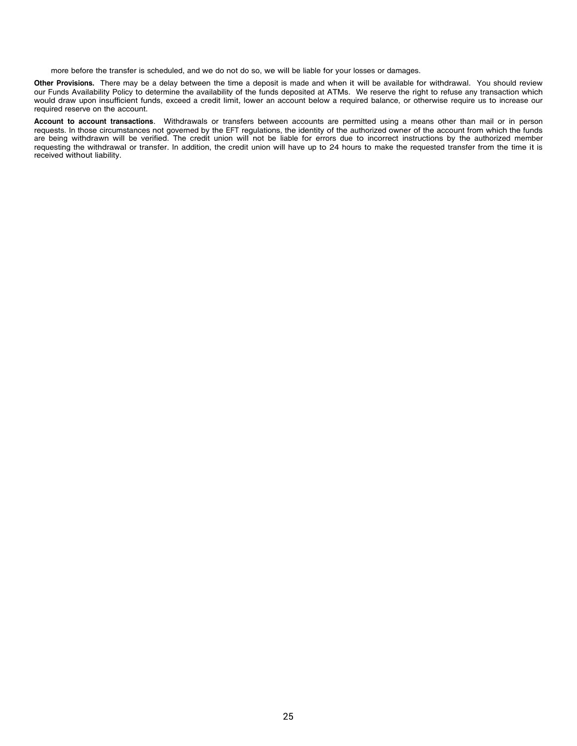more before the transfer is scheduled, and we do not do so, we will be liable for your losses or damages.

**Other Provisions.** There may be a delay between the time a deposit is made and when it will be available for withdrawal. You should review our Funds Availability Policy to determine the availability of the funds deposited at ATMs. We reserve the right to refuse any transaction which would draw upon insufficient funds, exceed a credit limit, lower an account below a required balance, or otherwise require us to increase our required reserve on the account.

**Account to account transactions**. Withdrawals or transfers between accounts are permitted using a means other than mail or in person requests. In those circumstances not governed by the EFT regulations, the identity of the authorized owner of the account from which the funds are being withdrawn will be verified. The credit union will not be liable for errors due to incorrect instructions by the authorized member requesting the withdrawal or transfer. In addition, the credit union will have up to 24 hours to make the requested transfer from the time it is received without liability.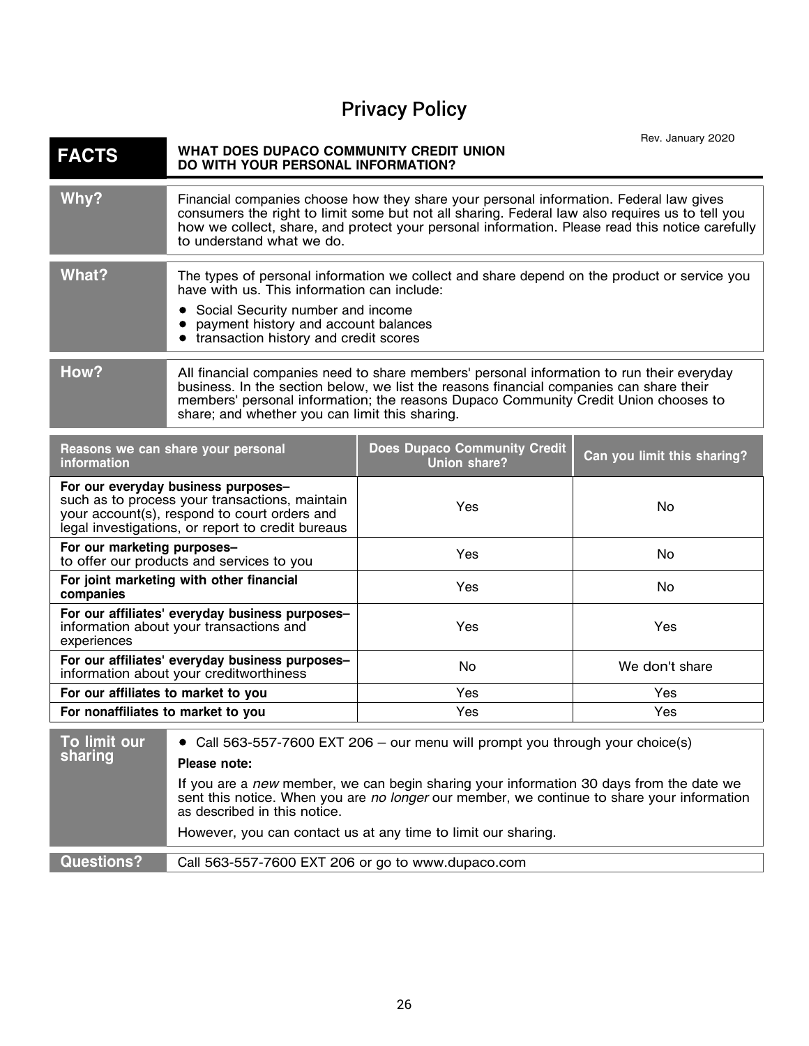# Privacy Policy

Rev. January 2020

| **FACTS** | **WHAT DOES DUPACO COMMUNITY CREDIT UNION DO WITH YOUR PERSONAL INFORMATION?** |
|---|---|
| **Why?** | Financial companies choose how they share your personal information. Federal law gives consumers the right to limit some but not all sharing. Federal law also requires us to tell you how we collect, share, and protect your personal information. Please read this notice carefully to understand what we do. |
| **What?** | The types of personal information we collect and share depend on the product or service you have with us. This information can include:<br>• Social Security number and income<br>• payment history and account balances<br>• transaction history and credit scores |
| **How?** | All financial companies need to share members' personal information to run their everyday business. In the section below, we list the reasons financial companies can share their members' personal information; the reasons Dupaco Community Credit Union chooses to share; and whether you can limit this sharing. |

| **Reasons we can share your personal information** | **Does Dupaco Community Credit Union share?** | **Can you limit this sharing?** |
|---|---|---|
| **For our everyday business purposes–** such as to process your transactions, maintain your account(s), respond to court orders and legal investigations, or report to credit bureaus | Yes | No |
| **For our marketing purposes–** to offer our products and services to you | Yes | No |
| **For joint marketing with other financial companies** | Yes | No |
| **For our affiliates' everyday business purposes–** information about your transactions and experiences | Yes | Yes |
| **For our affiliates' everyday business purposes–** information about your creditworthiness | No | We don't share |
| **For our affiliates to market to you** | Yes | Yes |
| **For nonaffiliates to market to you** | Yes | Yes |

| **To limit our sharing** | • Call 563-557-7600 EXT 206 – our menu will prompt you through your choice(s)<br>**Please note:**<br>If you are a *new* member, we can begin sharing your information 30 days from the date we sent this notice. When you are *no longer* our member, we continue to share your information as described in this notice.<br>However, you can contact us at any time to limit our sharing. |
|---|---|
| **Questions?** | Call 563-557-7600 EXT 206 or go to www.dupaco.com |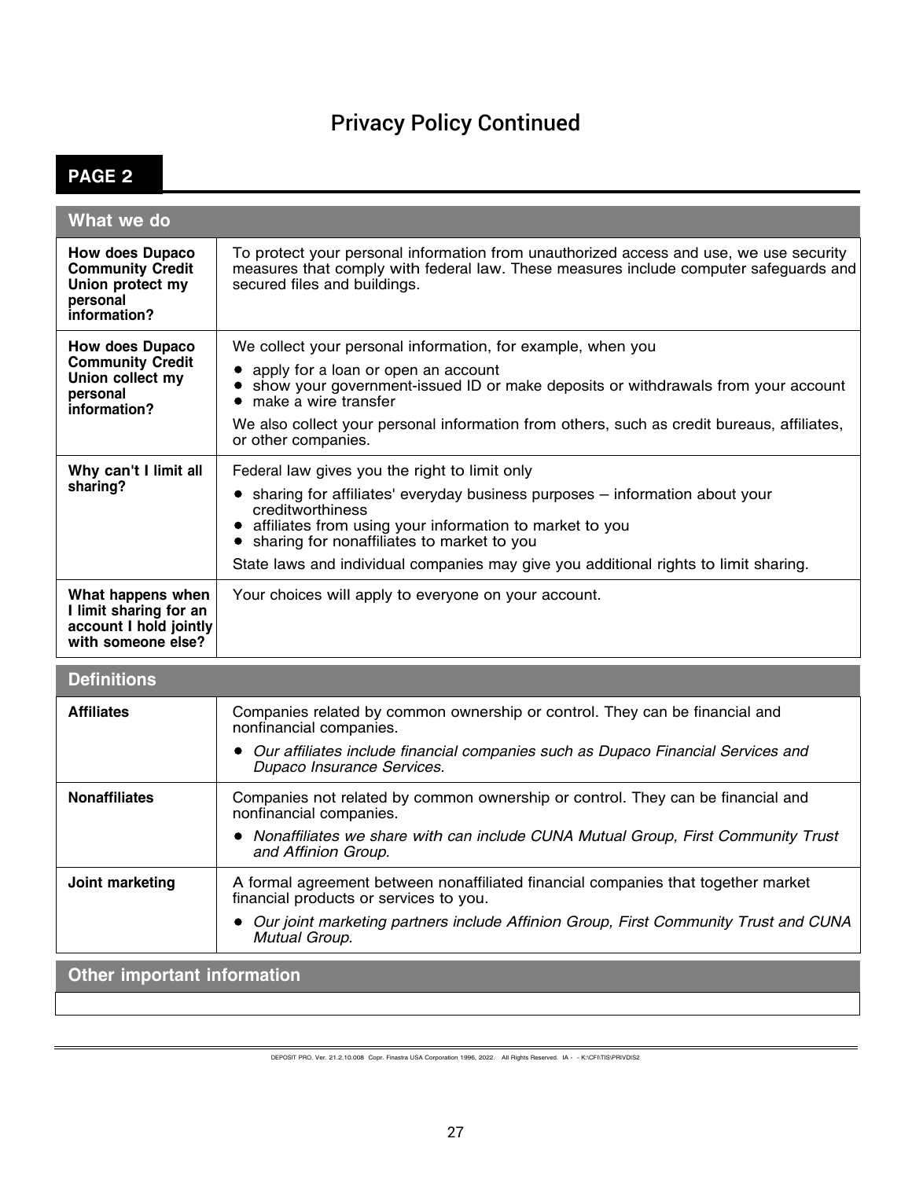# Privacy Policy Continued

## PAGE 2

| What we do | |
|---|---|
| **How does Dupaco Community Credit Union protect my personal information?** | To protect your personal information from unauthorized access and use, we use security measures that comply with federal law. These measures include computer safeguards and secured files and buildings. |
| **How does Dupaco Community Credit Union collect my personal information?** | We collect your personal information, for example, when you<br>• apply for a loan or open an account<br>• show your government-issued ID or make deposits or withdrawals from your account<br>• make a wire transfer<br>We also collect your personal information from others, such as credit bureaus, affiliates, or other companies. |
| **Why can't I limit all sharing?** | Federal law gives you the right to limit only<br>• sharing for affiliates' everyday business purposes – information about your creditworthiness<br>• affiliates from using your information to market to you<br>• sharing for nonaffiliates to market to you<br>State laws and individual companies may give you additional rights to limit sharing. |
| **What happens when I limit sharing for an account I hold jointly with someone else?** | Your choices will apply to everyone on your account. |

| Definitions | |
|---|---|
| **Affiliates** | Companies related by common ownership or control. They can be financial and nonfinancial companies.<br>• *Our affiliates include financial companies such as Dupaco Financial Services and Dupaco Insurance Services.* |
| **Nonaffiliates** | Companies not related by common ownership or control. They can be financial and nonfinancial companies.<br>• *Nonaffiliates we share with can include CUNA Mutual Group, First Community Trust and Affinion Group.* |
| **Joint marketing** | A formal agreement between nonaffiliated financial companies that together market financial products or services to you.<br>• *Our joint marketing partners include Affinion Group, First Community Trust and CUNA Mutual Group.* |

| Other important information |
|---|
| |

DEPOSIT PRO, Ver. 21.2.10.008 Copr. Finastra USA Corporation 1996, 2022. All Rights Reserved. IA - - K:\CFI\TIS\PRIVDIS2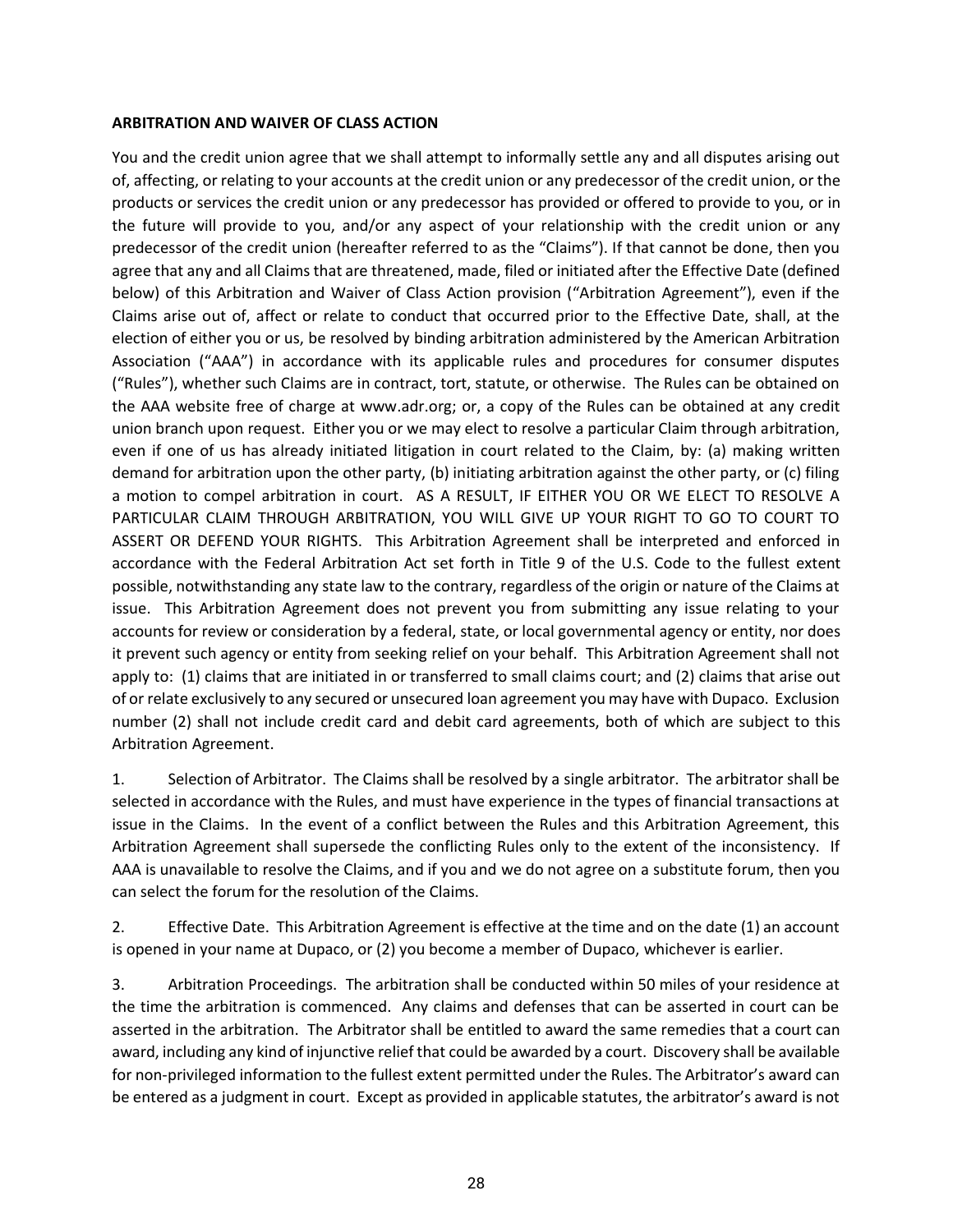**ARBITRATION AND WAIVER OF CLASS ACTION**

You and the credit union agree that we shall attempt to informally settle any and all disputes arising out of, affecting, or relating to your accounts at the credit union or any predecessor of the credit union, or the products or services the credit union or any predecessor has provided or offered to provide to you, or in the future will provide to you, and/or any aspect of your relationship with the credit union or any predecessor of the credit union (hereafter referred to as the "Claims"). If that cannot be done, then you agree that any and all Claims that are threatened, made, filed or initiated after the Effective Date (defined below) of this Arbitration and Waiver of Class Action provision ("Arbitration Agreement"), even if the Claims arise out of, affect or relate to conduct that occurred prior to the Effective Date, shall, at the election of either you or us, be resolved by binding arbitration administered by the American Arbitration Association ("AAA") in accordance with its applicable rules and procedures for consumer disputes ("Rules"), whether such Claims are in contract, tort, statute, or otherwise. The Rules can be obtained on the AAA website free of charge at www.adr.org; or, a copy of the Rules can be obtained at any credit union branch upon request. Either you or we may elect to resolve a particular Claim through arbitration, even if one of us has already initiated litigation in court related to the Claim, by: (a) making written demand for arbitration upon the other party, (b) initiating arbitration against the other party, or (c) filing a motion to compel arbitration in court. AS A RESULT, IF EITHER YOU OR WE ELECT TO RESOLVE A PARTICULAR CLAIM THROUGH ARBITRATION, YOU WILL GIVE UP YOUR RIGHT TO GO TO COURT TO ASSERT OR DEFEND YOUR RIGHTS. This Arbitration Agreement shall be interpreted and enforced in accordance with the Federal Arbitration Act set forth in Title 9 of the U.S. Code to the fullest extent possible, notwithstanding any state law to the contrary, regardless of the origin or nature of the Claims at issue. This Arbitration Agreement does not prevent you from submitting any issue relating to your accounts for review or consideration by a federal, state, or local governmental agency or entity, nor does it prevent such agency or entity from seeking relief on your behalf. This Arbitration Agreement shall not apply to: (1) claims that are initiated in or transferred to small claims court; and (2) claims that arise out of or relate exclusively to any secured or unsecured loan agreement you may have with Dupaco. Exclusion number (2) shall not include credit card and debit card agreements, both of which are subject to this Arbitration Agreement.

1. Selection of Arbitrator. The Claims shall be resolved by a single arbitrator. The arbitrator shall be selected in accordance with the Rules, and must have experience in the types of financial transactions at issue in the Claims. In the event of a conflict between the Rules and this Arbitration Agreement, this Arbitration Agreement shall supersede the conflicting Rules only to the extent of the inconsistency. If AAA is unavailable to resolve the Claims, and if you and we do not agree on a substitute forum, then you can select the forum for the resolution of the Claims.

2. Effective Date. This Arbitration Agreement is effective at the time and on the date (1) an account is opened in your name at Dupaco, or (2) you become a member of Dupaco, whichever is earlier.

3. Arbitration Proceedings. The arbitration shall be conducted within 50 miles of your residence at the time the arbitration is commenced. Any claims and defenses that can be asserted in court can be asserted in the arbitration. The Arbitrator shall be entitled to award the same remedies that a court can award, including any kind of injunctive relief that could be awarded by a court. Discovery shall be available for non-privileged information to the fullest extent permitted under the Rules. The Arbitrator's award can be entered as a judgment in court. Except as provided in applicable statutes, the arbitrator's award is not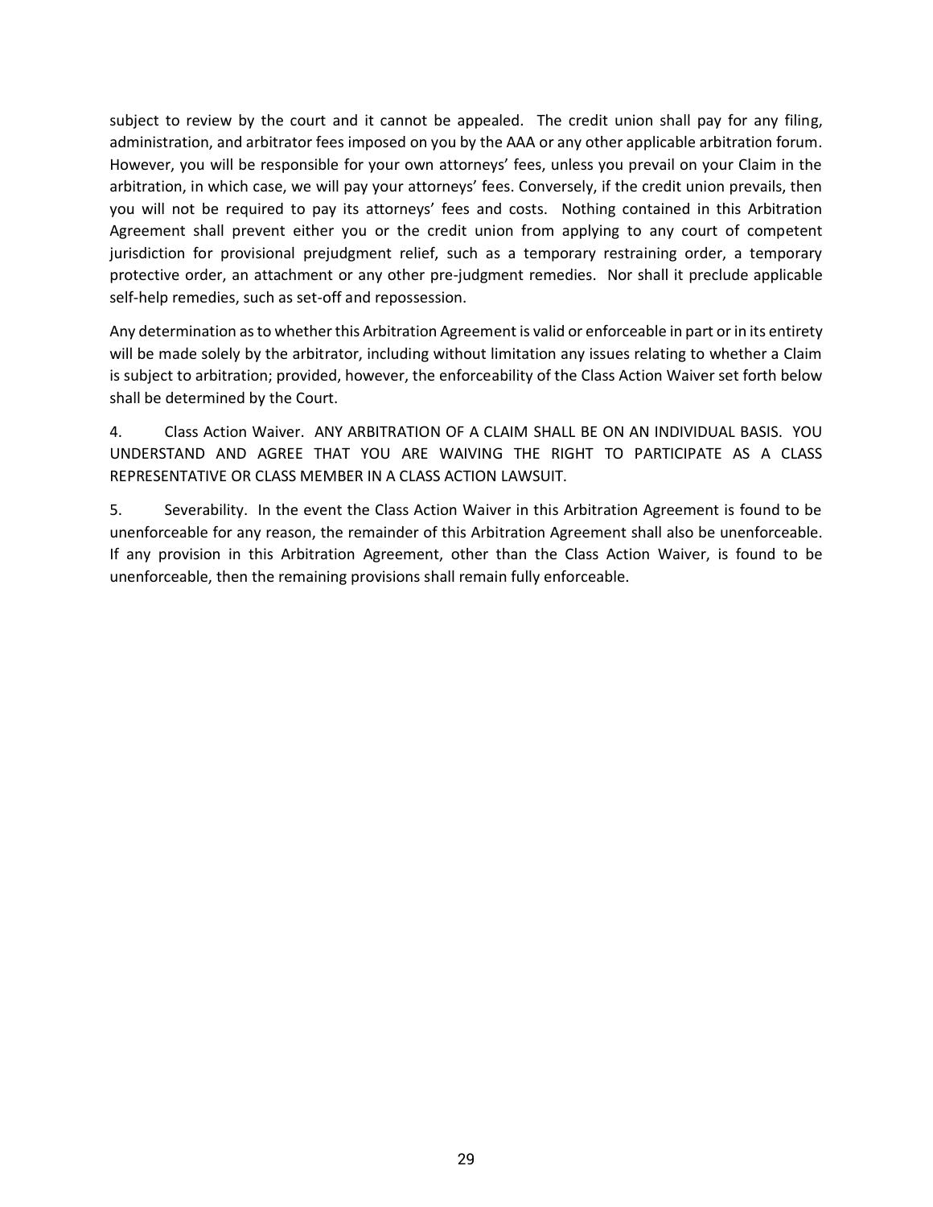subject to review by the court and it cannot be appealed. The credit union shall pay for any filing, administration, and arbitrator fees imposed on you by the AAA or any other applicable arbitration forum. However, you will be responsible for your own attorneys' fees, unless you prevail on your Claim in the arbitration, in which case, we will pay your attorneys' fees. Conversely, if the credit union prevails, then you will not be required to pay its attorneys' fees and costs. Nothing contained in this Arbitration Agreement shall prevent either you or the credit union from applying to any court of competent jurisdiction for provisional prejudgment relief, such as a temporary restraining order, a temporary protective order, an attachment or any other pre-judgment remedies. Nor shall it preclude applicable self-help remedies, such as set-off and repossession.

Any determination as to whether this Arbitration Agreement is valid or enforceable in part or in its entirety will be made solely by the arbitrator, including without limitation any issues relating to whether a Claim is subject to arbitration; provided, however, the enforceability of the Class Action Waiver set forth below shall be determined by the Court.

4. Class Action Waiver. ANY ARBITRATION OF A CLAIM SHALL BE ON AN INDIVIDUAL BASIS. YOU UNDERSTAND AND AGREE THAT YOU ARE WAIVING THE RIGHT TO PARTICIPATE AS A CLASS REPRESENTATIVE OR CLASS MEMBER IN A CLASS ACTION LAWSUIT.

5. Severability. In the event the Class Action Waiver in this Arbitration Agreement is found to be unenforceable for any reason, the remainder of this Arbitration Agreement shall also be unenforceable. If any provision in this Arbitration Agreement, other than the Class Action Waiver, is found to be unenforceable, then the remaining provisions shall remain fully enforceable.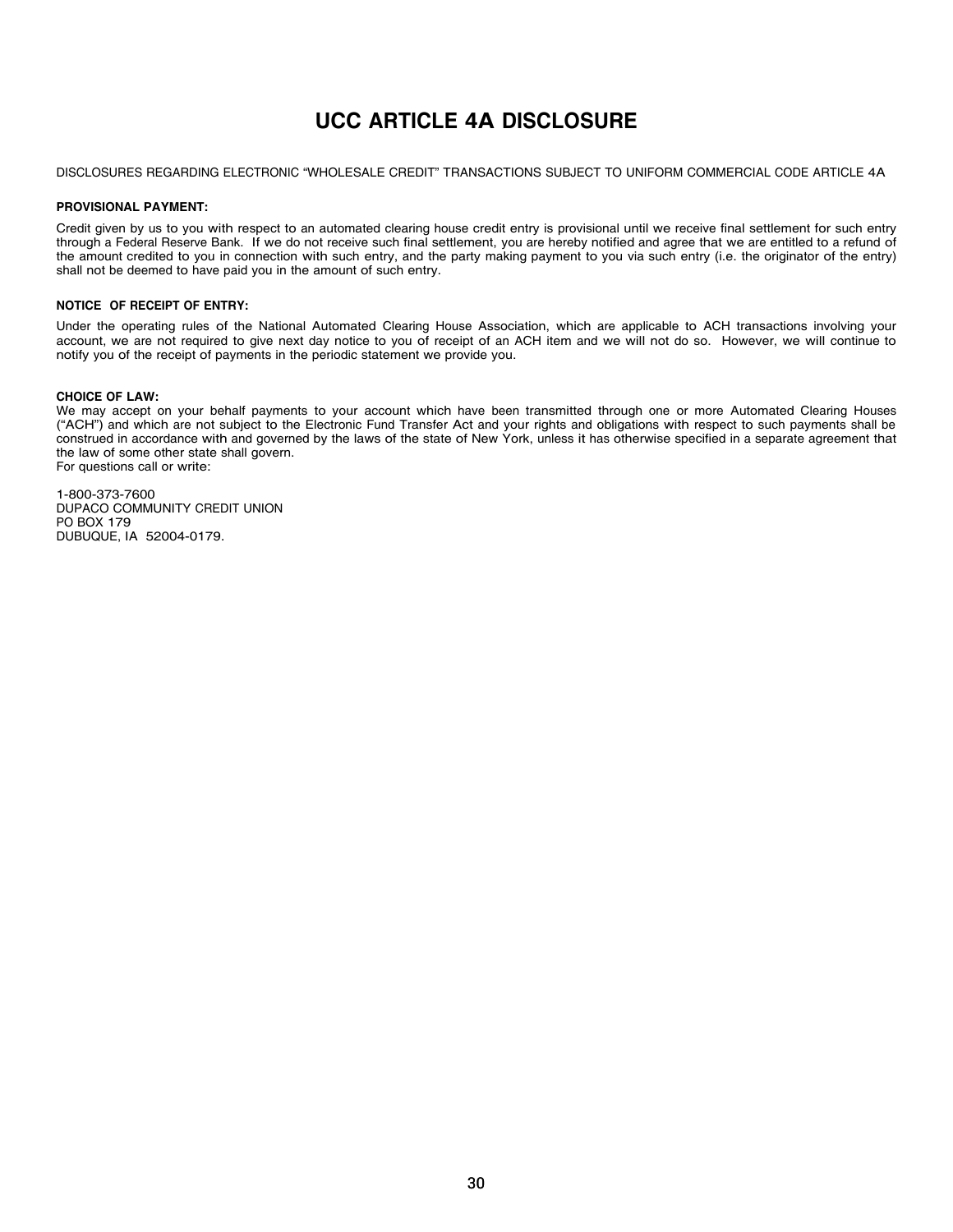# UCC ARTICLE 4A DISCLOSURE

DISCLOSURES REGARDING ELECTRONIC "WHOLESALE CREDIT" TRANSACTIONS SUBJECT TO UNIFORM COMMERCIAL CODE ARTICLE 4A

**PROVISIONAL PAYMENT:**

Credit given by us to you with respect to an automated clearing house credit entry is provisional until we receive final settlement for such entry through a Federal Reserve Bank. If we do not receive such final settlement, you are hereby notified and agree that we are entitled to a refund of the amount credited to you in connection with such entry, and the party making payment to you via such entry (i.e. the originator of the entry) shall not be deemed to have paid you in the amount of such entry.

**NOTICE OF RECEIPT OF ENTRY:**

Under the operating rules of the National Automated Clearing House Association, which are applicable to ACH transactions involving your account, we are not required to give next day notice to you of receipt of an ACH item and we will not do so. However, we will continue to notify you of the receipt of payments in the periodic statement we provide you.

**CHOICE OF LAW:**

We may accept on your behalf payments to your account which have been transmitted through one or more Automated Clearing Houses ("ACH") and which are not subject to the Electronic Fund Transfer Act and your rights and obligations with respect to such payments shall be construed in accordance with and governed by the laws of the state of New York, unless it has otherwise specified in a separate agreement that the law of some other state shall govern.
For questions call or write:

1-800-373-7600
DUPACO COMMUNITY CREDIT UNION
PO BOX 179
DUBUQUE, IA 52004-0179.